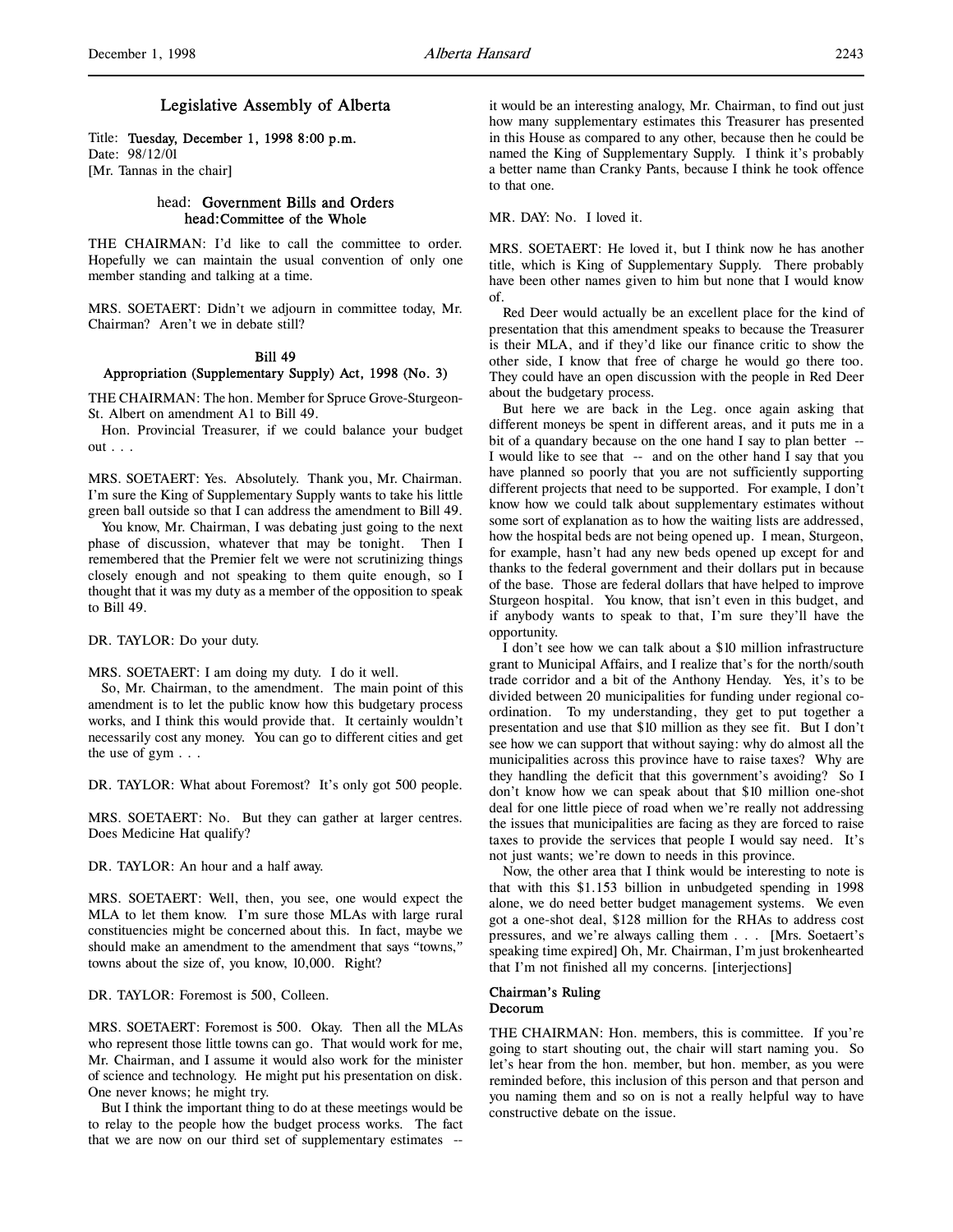# Legislative Assembly of Alberta

Title: **Tuesday, December 1, 1998 8:00 p.m.**
Date: 98/12/01
[Mr. Tannas in the chair]

## head: Government Bills and Orders
## head: Committee of the Whole

THE CHAIRMAN: I'd like to call the committee to order. Hopefully we can maintain the usual convention of only one member standing and talking at a time.

MRS. SOETAERT: Didn't we adjourn in committee today, Mr. Chairman? Aren't we in debate still?

### Bill 49
### Appropriation (Supplementary Supply) Act, 1998 (No. 3)

THE CHAIRMAN: The hon. Member for Spruce Grove-Sturgeon-St. Albert on amendment A1 to Bill 49.

Hon. Provincial Treasurer, if we could balance your budget out . . .

MRS. SOETAERT: Yes. Absolutely. Thank you, Mr. Chairman. I'm sure the King of Supplementary Supply wants to take his little green ball outside so that I can address the amendment to Bill 49.

You know, Mr. Chairman, I was debating just going to the next phase of discussion, whatever that may be tonight. Then I remembered that the Premier felt we were not scrutinizing things closely enough and not speaking to them quite enough, so I thought that it was my duty as a member of the opposition to speak to Bill 49.

DR. TAYLOR: Do your duty.

MRS. SOETAERT: I am doing my duty. I do it well.

So, Mr. Chairman, to the amendment. The main point of this amendment is to let the public know how this budgetary process works, and I think this would provide that. It certainly wouldn't necessarily cost any money. You can go to different cities and get the use of gym . . .

DR. TAYLOR: What about Foremost? It's only got 500 people.

MRS. SOETAERT: No. But they can gather at larger centres. Does Medicine Hat qualify?

DR. TAYLOR: An hour and a half away.

MRS. SOETAERT: Well, then, you see, one would expect the MLA to let them know. I'm sure those MLAs with large rural constituencies might be concerned about this. In fact, maybe we should make an amendment to the amendment that says "towns," towns about the size of, you know, 10,000. Right?

DR. TAYLOR: Foremost is 500, Colleen.

MRS. SOETAERT: Foremost is 500. Okay. Then all the MLAs who represent those little towns can go. That would work for me, Mr. Chairman, and I assume it would also work for the minister of science and technology. He might put his presentation on disk. One never knows; he might try.

But I think the important thing to do at these meetings would be to relay to the people how the budget process works. The fact that we are now on our third set of supplementary estimates -- it would be an interesting analogy, Mr. Chairman, to find out just how many supplementary estimates this Treasurer has presented in this House as compared to any other, because then he could be named the King of Supplementary Supply. I think it's probably a better name than Cranky Pants, because I think he took offence to that one.

MR. DAY: No. I loved it.

MRS. SOETAERT: He loved it, but I think now he has another title, which is King of Supplementary Supply. There probably have been other names given to him but none that I would know of.

Red Deer would actually be an excellent place for the kind of presentation that this amendment speaks to because the Treasurer is their MLA, and if they'd like our finance critic to show the other side, I know that free of charge he would go there too. They could have an open discussion with the people in Red Deer about the budgetary process.

But here we are back in the Leg. once again asking that different moneys be spent in different areas, and it puts me in a bit of a quandary because on the one hand I say to plan better -- I would like to see that -- and on the other hand I say that you have planned so poorly that you are not sufficiently supporting different projects that need to be supported. For example, I don't know how we could talk about supplementary estimates without some sort of explanation as to how the waiting lists are addressed, how the hospital beds are not being opened up. I mean, Sturgeon, for example, hasn't had any new beds opened up except for and thanks to the federal government and their dollars put in because of the base. Those are federal dollars that have helped to improve Sturgeon hospital. You know, that isn't even in this budget, and if anybody wants to speak to that, I'm sure they'll have the opportunity.

I don't see how we can talk about a $10 million infrastructure grant to Municipal Affairs, and I realize that's for the north/south trade corridor and a bit of the Anthony Henday. Yes, it's to be divided between 20 municipalities for funding under regional co-ordination. To my understanding, they get to put together a presentation and use that $10 million as they see fit. But I don't see how we can support that without saying: why do almost all the municipalities across this province have to raise taxes? Why are they handling the deficit that this government's avoiding? So I don't know how we can speak about that $10 million one-shot deal for one little piece of road when we're really not addressing the issues that municipalities are facing as they are forced to raise taxes to provide the services that people I would say need. It's not just wants; we're down to needs in this province.

Now, the other area that I think would be interesting to note is that with this $1.153 billion in unbudgeted spending in 1998 alone, we do need better budget management systems. We even got a one-shot deal, $128 million for the RHAs to address cost pressures, and we're always calling them . . . [Mrs. Soetaert's speaking time expired] Oh, Mr. Chairman, I'm just brokenhearted that I'm not finished all my concerns. [interjections]

### Chairman's Ruling
### Decorum

THE CHAIRMAN: Hon. members, this is committee. If you're going to start shouting out, the chair will start naming you. So let's hear from the hon. member, but hon. member, as you were reminded before, this inclusion of this person and that person and you naming them and so on is not a really helpful way to have constructive debate on the issue.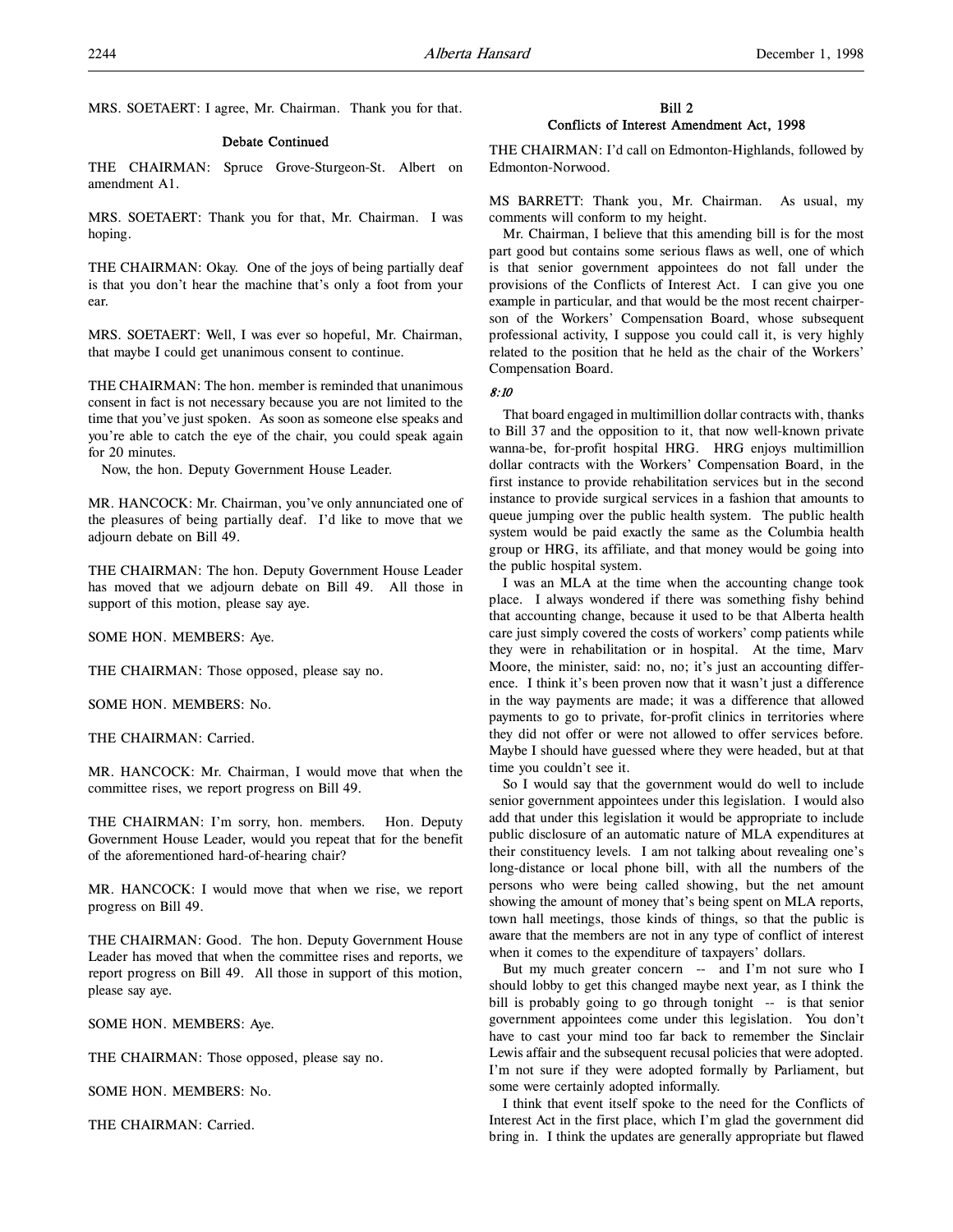MRS. SOETAERT: I agree, Mr. Chairman. Thank you for that.

### Debate Continued

THE CHAIRMAN: Spruce Grove-Sturgeon-St. Albert on amendment A1.

MRS. SOETAERT: Thank you for that, Mr. Chairman. I was hoping.

THE CHAIRMAN: Okay. One of the joys of being partially deaf is that you don't hear the machine that's only a foot from your ear.

MRS. SOETAERT: Well, I was ever so hopeful, Mr. Chairman, that maybe I could get unanimous consent to continue.

THE CHAIRMAN: The hon. member is reminded that unanimous consent in fact is not necessary because you are not limited to the time that you've just spoken. As soon as someone else speaks and you're able to catch the eye of the chair, you could speak again for 20 minutes.

Now, the hon. Deputy Government House Leader.

MR. HANCOCK: Mr. Chairman, you've only annunciated one of the pleasures of being partially deaf. I'd like to move that we adjourn debate on Bill 49.

THE CHAIRMAN: The hon. Deputy Government House Leader has moved that we adjourn debate on Bill 49. All those in support of this motion, please say aye.

SOME HON. MEMBERS: Aye.

THE CHAIRMAN: Those opposed, please say no.

SOME HON. MEMBERS: No.

THE CHAIRMAN: Carried.

MR. HANCOCK: Mr. Chairman, I would move that when the committee rises, we report progress on Bill 49.

THE CHAIRMAN: I'm sorry, hon. members. Hon. Deputy Government House Leader, would you repeat that for the benefit of the aforementioned hard-of-hearing chair?

MR. HANCOCK: I would move that when we rise, we report progress on Bill 49.

THE CHAIRMAN: Good. The hon. Deputy Government House Leader has moved that when the committee rises and reports, we report progress on Bill 49. All those in support of this motion, please say aye.

SOME HON. MEMBERS: Aye.

THE CHAIRMAN: Those opposed, please say no.

SOME HON. MEMBERS: No.

THE CHAIRMAN: Carried.

### Bill 2
### Conflicts of Interest Amendment Act, 1998

THE CHAIRMAN: I'd call on Edmonton-Highlands, followed by Edmonton-Norwood.

MS BARRETT: Thank you, Mr. Chairman. As usual, my comments will conform to my height.

Mr. Chairman, I believe that this amending bill is for the most part good but contains some serious flaws as well, one of which is that senior government appointees do not fall under the provisions of the Conflicts of Interest Act. I can give you one example in particular, and that would be the most recent chairperson of the Workers' Compensation Board, whose subsequent professional activity, I suppose you could call it, is very highly related to the position that he held as the chair of the Workers' Compensation Board.

*8:10*

That board engaged in multimillion dollar contracts with, thanks to Bill 37 and the opposition to it, that now well-known private wanna-be, for-profit hospital HRG. HRG enjoys multimillion dollar contracts with the Workers' Compensation Board, in the first instance to provide rehabilitation services but in the second instance to provide surgical services in a fashion that amounts to queue jumping over the public health system. The public health system would be paid exactly the same as the Columbia health group or HRG, its affiliate, and that money would be going into the public hospital system.

I was an MLA at the time when the accounting change took place. I always wondered if there was something fishy behind that accounting change, because it used to be that Alberta health care just simply covered the costs of workers' comp patients while they were in rehabilitation or in hospital. At the time, Marv Moore, the minister, said: no, no; it's just an accounting difference. I think it's been proven now that it wasn't just a difference in the way payments are made; it was a difference that allowed payments to go to private, for-profit clinics in territories where they did not offer or were not allowed to offer services before. Maybe I should have guessed where they were headed, but at that time you couldn't see it.

So I would say that the government would do well to include senior government appointees under this legislation. I would also add that under this legislation it would be appropriate to include public disclosure of an automatic nature of MLA expenditures at their constituency levels. I am not talking about revealing one's long-distance or local phone bill, with all the numbers of the persons who were being called showing, but the net amount showing the amount of money that's being spent on MLA reports, town hall meetings, those kinds of things, so that the public is aware that the members are not in any type of conflict of interest when it comes to the expenditure of taxpayers' dollars.

But my much greater concern -- and I'm not sure who I should lobby to get this changed maybe next year, as I think the bill is probably going to go through tonight -- is that senior government appointees come under this legislation. You don't have to cast your mind too far back to remember the Sinclair Lewis affair and the subsequent recusal policies that were adopted. I'm not sure if they were adopted formally by Parliament, but some were certainly adopted informally.

I think that event itself spoke to the need for the Conflicts of Interest Act in the first place, which I'm glad the government did bring in. I think the updates are generally appropriate but flawed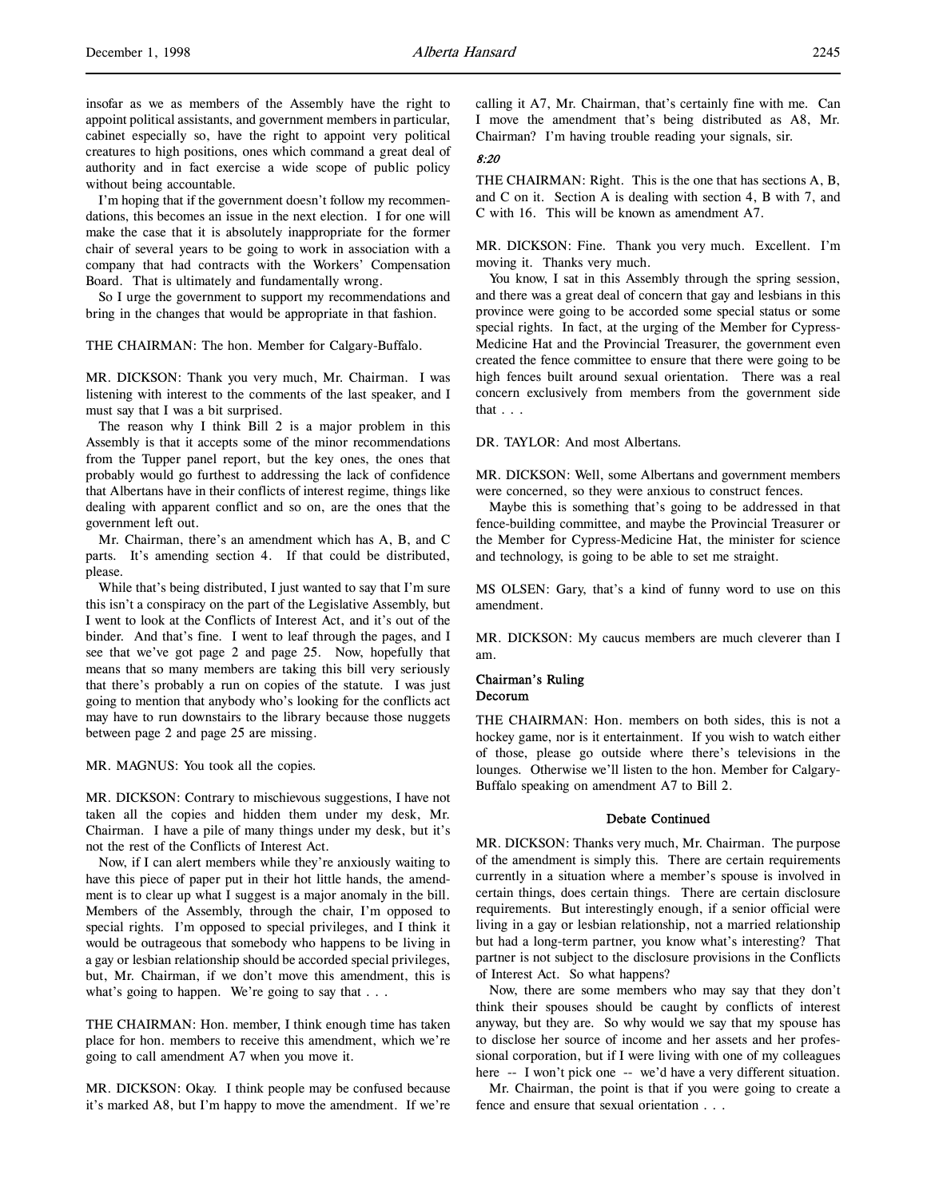insofar as we as members of the Assembly have the right to appoint political assistants, and government members in particular, cabinet especially so, have the right to appoint very political creatures to high positions, ones which command a great deal of authority and in fact exercise a wide scope of public policy without being accountable.

I'm hoping that if the government doesn't follow my recommendations, this becomes an issue in the next election. I for one will make the case that it is absolutely inappropriate for the former chair of several years to be going to work in association with a company that had contracts with the Workers' Compensation Board. That is ultimately and fundamentally wrong.

So I urge the government to support my recommendations and bring in the changes that would be appropriate in that fashion.

THE CHAIRMAN: The hon. Member for Calgary-Buffalo.

MR. DICKSON: Thank you very much, Mr. Chairman. I was listening with interest to the comments of the last speaker, and I must say that I was a bit surprised.

The reason why I think Bill 2 is a major problem in this Assembly is that it accepts some of the minor recommendations from the Tupper panel report, but the key ones, the ones that probably would go furthest to addressing the lack of confidence that Albertans have in their conflicts of interest regime, things like dealing with apparent conflict and so on, are the ones that the government left out.

Mr. Chairman, there's an amendment which has A, B, and C parts. It's amending section 4. If that could be distributed, please.

While that's being distributed, I just wanted to say that I'm sure this isn't a conspiracy on the part of the Legislative Assembly, but I went to look at the Conflicts of Interest Act, and it's out of the binder. And that's fine. I went to leaf through the pages, and I see that we've got page 2 and page 25. Now, hopefully that means that so many members are taking this bill very seriously that there's probably a run on copies of the statute. I was just going to mention that anybody who's looking for the conflicts act may have to run downstairs to the library because those nuggets between page 2 and page 25 are missing.

MR. MAGNUS: You took all the copies.

MR. DICKSON: Contrary to mischievous suggestions, I have not taken all the copies and hidden them under my desk, Mr. Chairman. I have a pile of many things under my desk, but it's not the rest of the Conflicts of Interest Act.

Now, if I can alert members while they're anxiously waiting to have this piece of paper put in their hot little hands, the amendment is to clear up what I suggest is a major anomaly in the bill. Members of the Assembly, through the chair, I'm opposed to special rights. I'm opposed to special privileges, and I think it would be outrageous that somebody who happens to be living in a gay or lesbian relationship should be accorded special privileges, but, Mr. Chairman, if we don't move this amendment, this is what's going to happen. We're going to say that . . .

THE CHAIRMAN: Hon. member, I think enough time has taken place for hon. members to receive this amendment, which we're going to call amendment A7 when you move it.

MR. DICKSON: Okay. I think people may be confused because it's marked A8, but I'm happy to move the amendment. If we're calling it A7, Mr. Chairman, that's certainly fine with me. Can I move the amendment that's being distributed as A8, Mr. Chairman? I'm having trouble reading your signals, sir.

*8:20*

THE CHAIRMAN: Right. This is the one that has sections A, B, and C on it. Section A is dealing with section 4, B with 7, and C with 16. This will be known as amendment A7.

MR. DICKSON: Fine. Thank you very much. Excellent. I'm moving it. Thanks very much.

You know, I sat in this Assembly through the spring session, and there was a great deal of concern that gay and lesbians in this province were going to be accorded some special status or some special rights. In fact, at the urging of the Member for Cypress-Medicine Hat and the Provincial Treasurer, the government even created the fence committee to ensure that there were going to be high fences built around sexual orientation. There was a real concern exclusively from members from the government side that . . .

DR. TAYLOR: And most Albertans.

MR. DICKSON: Well, some Albertans and government members were concerned, so they were anxious to construct fences.

Maybe this is something that's going to be addressed in that fence-building committee, and maybe the Provincial Treasurer or the Member for Cypress-Medicine Hat, the minister for science and technology, is going to be able to set me straight.

MS OLSEN: Gary, that's a kind of funny word to use on this amendment.

MR. DICKSON: My caucus members are much cleverer than I am.

**Chairman's Ruling**
**Decorum**

THE CHAIRMAN: Hon. members on both sides, this is not a hockey game, nor is it entertainment. If you wish to watch either of those, please go outside where there's televisions in the lounges. Otherwise we'll listen to the hon. Member for Calgary-Buffalo speaking on amendment A7 to Bill 2.

**Debate Continued**

MR. DICKSON: Thanks very much, Mr. Chairman. The purpose of the amendment is simply this. There are certain requirements currently in a situation where a member's spouse is involved in certain things, does certain things. There are certain disclosure requirements. But interestingly enough, if a senior official were living in a gay or lesbian relationship, not a married relationship but had a long-term partner, you know what's interesting? That partner is not subject to the disclosure provisions in the Conflicts of Interest Act. So what happens?

Now, there are some members who may say that they don't think their spouses should be caught by conflicts of interest anyway, but they are. So why would we say that my spouse has to disclose her source of income and her assets and her professional corporation, but if I were living with one of my colleagues here -- I won't pick one -- we'd have a very different situation.

Mr. Chairman, the point is that if you were going to create a fence and ensure that sexual orientation . . .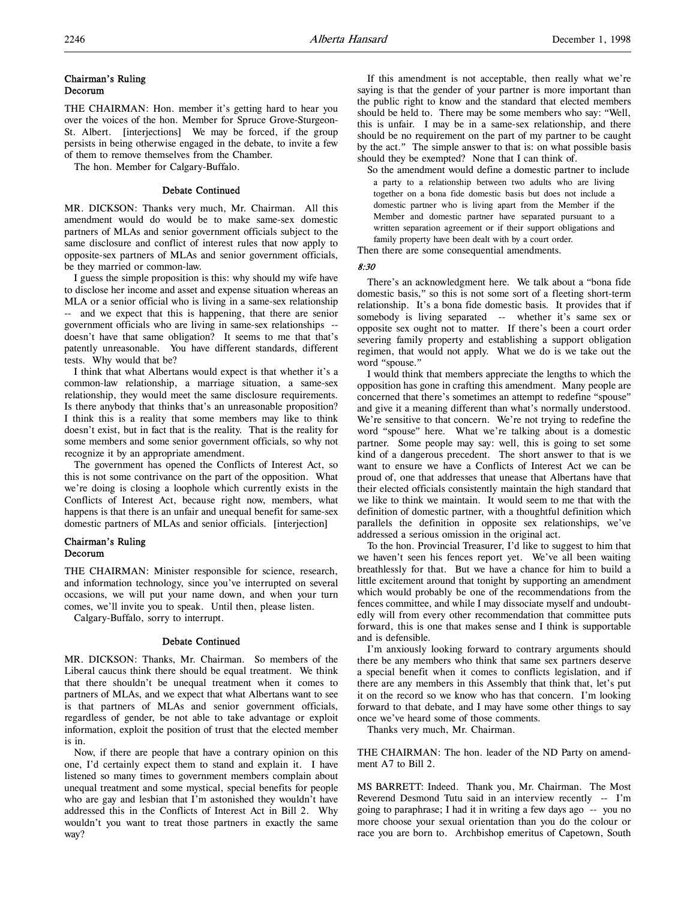### Chairman's Ruling
### Decorum

THE CHAIRMAN: Hon. member it's getting hard to hear you over the voices of the hon. Member for Spruce Grove-Sturgeon-St. Albert. [interjections] We may be forced, if the group persists in being otherwise engaged in the debate, to invite a few of them to remove themselves from the Chamber.

The hon. Member for Calgary-Buffalo.

### Debate Continued

MR. DICKSON: Thanks very much, Mr. Chairman. All this amendment would do would be to make same-sex domestic partners of MLAs and senior government officials subject to the same disclosure and conflict of interest rules that now apply to opposite-sex partners of MLAs and senior government officials, be they married or common-law.

I guess the simple proposition is this: why should my wife have to disclose her income and asset and expense situation whereas an MLA or a senior official who is living in a same-sex relationship -- and we expect that this is happening, that there are senior government officials who are living in same-sex relationships -- doesn't have that same obligation? It seems to me that that's patently unreasonable. You have different standards, different tests. Why would that be?

I think that what Albertans would expect is that whether it's a common-law relationship, a marriage situation, a same-sex relationship, they would meet the same disclosure requirements. Is there anybody that thinks that's an unreasonable proposition? I think this is a reality that some members may like to think doesn't exist, but in fact that is the reality. That is the reality for some members and some senior government officials, so why not recognize it by an appropriate amendment.

The government has opened the Conflicts of Interest Act, so this is not some contrivance on the part of the opposition. What we're doing is closing a loophole which currently exists in the Conflicts of Interest Act, because right now, members, what happens is that there is an unfair and unequal benefit for same-sex domestic partners of MLAs and senior officials. [interjection]

### Chairman's Ruling
### Decorum

THE CHAIRMAN: Minister responsible for science, research, and information technology, since you've interrupted on several occasions, we will put your name down, and when your turn comes, we'll invite you to speak. Until then, please listen.

Calgary-Buffalo, sorry to interrupt.

### Debate Continued

MR. DICKSON: Thanks, Mr. Chairman. So members of the Liberal caucus think there should be equal treatment. We think that there shouldn't be unequal treatment when it comes to partners of MLAs, and we expect that what Albertans want to see is that partners of MLAs and senior government officials, regardless of gender, be not able to take advantage or exploit information, exploit the position of trust that the elected member is in.

Now, if there are people that have a contrary opinion on this one, I'd certainly expect them to stand and explain it. I have listened so many times to government members complain about unequal treatment and some mystical, special benefits for people who are gay and lesbian that I'm astonished they wouldn't have addressed this in the Conflicts of Interest Act in Bill 2. Why wouldn't you want to treat those partners in exactly the same way?

If this amendment is not acceptable, then really what we're saying is that the gender of your partner is more important than the public right to know and the standard that elected members should be held to. There may be some members who say: "Well, this is unfair. I may be in a same-sex relationship, and there should be no requirement on the part of my partner to be caught by the act." The simple answer to that is: on what possible basis should they be exempted? None that I can think of.

So the amendment would define a domestic partner to include

> a party to a relationship between two adults who are living together on a bona fide domestic basis but does not include a domestic partner who is living apart from the Member if the Member and domestic partner have separated pursuant to a written separation agreement or if their support obligations and family property have been dealt with by a court order.

Then there are some consequential amendments.

*8:30*

There's an acknowledgment here. We talk about a "bona fide domestic basis," so this is not some sort of a fleeting short-term relationship. It's a bona fide domestic basis. It provides that if somebody is living separated -- whether it's same sex or opposite sex ought not to matter. If there's been a court order severing family property and establishing a support obligation regimen, that would not apply. What we do is we take out the word "spouse."

I would think that members appreciate the lengths to which the opposition has gone in crafting this amendment. Many people are concerned that there's sometimes an attempt to redefine "spouse" and give it a meaning different than what's normally understood. We're sensitive to that concern. We're not trying to redefine the word "spouse" here. What we're talking about is a domestic partner. Some people may say: well, this is going to set some kind of a dangerous precedent. The short answer to that is we want to ensure we have a Conflicts of Interest Act we can be proud of, one that addresses that unease that Albertans have that their elected officials consistently maintain the high standard that we like to think we maintain. It would seem to me that with the definition of domestic partner, with a thoughtful definition which parallels the definition in opposite sex relationships, we've addressed a serious omission in the original act.

To the hon. Provincial Treasurer, I'd like to suggest to him that we haven't seen his fences report yet. We've all been waiting breathlessly for that. But we have a chance for him to build a little excitement around that tonight by supporting an amendment which would probably be one of the recommendations from the fences committee, and while I may dissociate myself and undoubtedly will from every other recommendation that committee puts forward, this is one that makes sense and I think is supportable and is defensible.

I'm anxiously looking forward to contrary arguments should there be any members who think that same sex partners deserve a special benefit when it comes to conflicts legislation, and if there are any members in this Assembly that think that, let's put it on the record so we know who has that concern. I'm looking forward to that debate, and I may have some other things to say once we've heard some of those comments.

Thanks very much, Mr. Chairman.

THE CHAIRMAN: The hon. leader of the ND Party on amendment A7 to Bill 2.

MS BARRETT: Indeed. Thank you, Mr. Chairman. The Most Reverend Desmond Tutu said in an interview recently -- I'm going to paraphrase; I had it in writing a few days ago -- you no more choose your sexual orientation than you do the colour or race you are born to. Archbishop emeritus of Capetown, South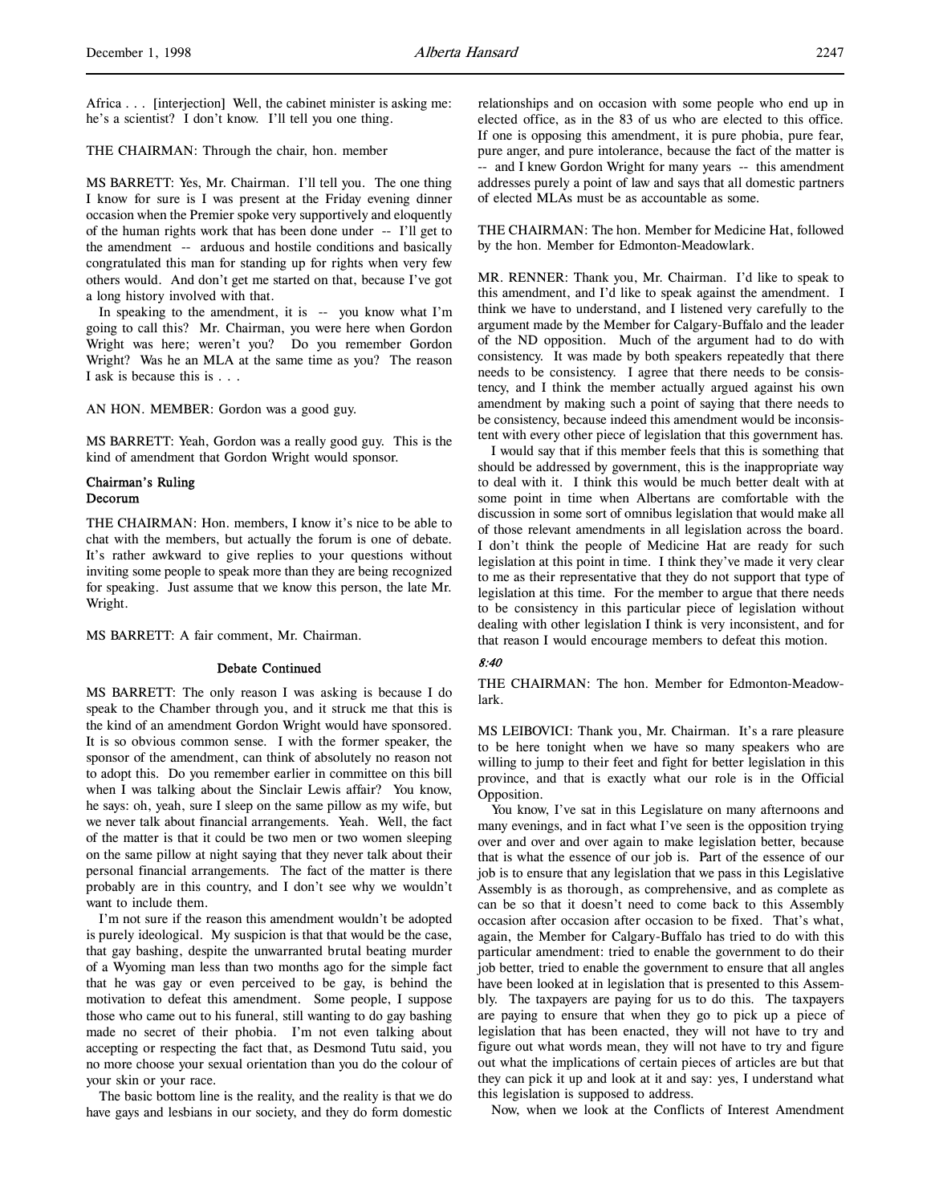Africa . . . [interjection] Well, the cabinet minister is asking me: he's a scientist? I don't know. I'll tell you one thing.

THE CHAIRMAN: Through the chair, hon. member

MS BARRETT: Yes, Mr. Chairman. I'll tell you. The one thing I know for sure is I was present at the Friday evening dinner occasion when the Premier spoke very supportively and eloquently of the human rights work that has been done under -- I'll get to the amendment -- arduous and hostile conditions and basically congratulated this man for standing up for rights when very few others would. And don't get me started on that, because I've got a long history involved with that.

In speaking to the amendment, it is -- you know what I'm going to call this? Mr. Chairman, you were here when Gordon Wright was here; weren't you? Do you remember Gordon Wright? Was he an MLA at the same time as you? The reason I ask is because this is . . .

AN HON. MEMBER: Gordon was a good guy.

MS BARRETT: Yeah, Gordon was a really good guy. This is the kind of amendment that Gordon Wright would sponsor.

### Chairman's Ruling
### Decorum

THE CHAIRMAN: Hon. members, I know it's nice to be able to chat with the members, but actually the forum is one of debate. It's rather awkward to give replies to your questions without inviting some people to speak more than they are being recognized for speaking. Just assume that we know this person, the late Mr. Wright.

MS BARRETT: A fair comment, Mr. Chairman.

### Debate Continued

MS BARRETT: The only reason I was asking is because I do speak to the Chamber through you, and it struck me that this is the kind of an amendment Gordon Wright would have sponsored. It is so obvious common sense. I with the former speaker, the sponsor of the amendment, can think of absolutely no reason not to adopt this. Do you remember earlier in committee on this bill when I was talking about the Sinclair Lewis affair? You know, he says: oh, yeah, sure I sleep on the same pillow as my wife, but we never talk about financial arrangements. Yeah. Well, the fact of the matter is that it could be two men or two women sleeping on the same pillow at night saying that they never talk about their personal financial arrangements. The fact of the matter is there probably are in this country, and I don't see why we wouldn't want to include them.

I'm not sure if the reason this amendment wouldn't be adopted is purely ideological. My suspicion is that that would be the case, that gay bashing, despite the unwarranted brutal beating murder of a Wyoming man less than two months ago for the simple fact that he was gay or even perceived to be gay, is behind the motivation to defeat this amendment. Some people, I suppose those who came out to his funeral, still wanting to do gay bashing made no secret of their phobia. I'm not even talking about accepting or respecting the fact that, as Desmond Tutu said, you no more choose your sexual orientation than you do the colour of your skin or your race.

The basic bottom line is the reality, and the reality is that we do have gays and lesbians in our society, and they do form domestic relationships and on occasion with some people who end up in elected office, as in the 83 of us who are elected to this office. If one is opposing this amendment, it is pure phobia, pure fear, pure anger, and pure intolerance, because the fact of the matter is -- and I knew Gordon Wright for many years -- this amendment addresses purely a point of law and says that all domestic partners of elected MLAs must be as accountable as some.

THE CHAIRMAN: The hon. Member for Medicine Hat, followed by the hon. Member for Edmonton-Meadowlark.

MR. RENNER: Thank you, Mr. Chairman. I'd like to speak to this amendment, and I'd like to speak against the amendment. I think we have to understand, and I listened very carefully to the argument made by the Member for Calgary-Buffalo and the leader of the ND opposition. Much of the argument had to do with consistency. It was made by both speakers repeatedly that there needs to be consistency. I agree that there needs to be consistency, and I think the member actually argued against his own amendment by making such a point of saying that there needs to be consistency, because indeed this amendment would be inconsistent with every other piece of legislation that this government has.

I would say that if this member feels that this is something that should be addressed by government, this is the inappropriate way to deal with it. I think this would be much better dealt with at some point in time when Albertans are comfortable with the discussion in some sort of omnibus legislation that would make all of those relevant amendments in all legislation across the board. I don't think the people of Medicine Hat are ready for such legislation at this point in time. I think they've made it very clear to me as their representative that they do not support that type of legislation at this time. For the member to argue that there needs to be consistency in this particular piece of legislation without dealing with other legislation I think is very inconsistent, and for that reason I would encourage members to defeat this motion.

*8:40*

THE CHAIRMAN: The hon. Member for Edmonton-Meadowlark.

MS LEIBOVICI: Thank you, Mr. Chairman. It's a rare pleasure to be here tonight when we have so many speakers who are willing to jump to their feet and fight for better legislation in this province, and that is exactly what our role is in the Official Opposition.

You know, I've sat in this Legislature on many afternoons and many evenings, and in fact what I've seen is the opposition trying over and over and over again to make legislation better, because that is what the essence of our job is. Part of the essence of our job is to ensure that any legislation that we pass in this Legislative Assembly is as thorough, as comprehensive, and as complete as can be so that it doesn't need to come back to this Assembly occasion after occasion after occasion to be fixed. That's what, again, the Member for Calgary-Buffalo has tried to do with this particular amendment: tried to enable the government to do their job better, tried to enable the government to ensure that all angles have been looked at in legislation that is presented to this Assembly. The taxpayers are paying for us to do this. The taxpayers are paying to ensure that when they go to pick up a piece of legislation that has been enacted, they will not have to try and figure out what words mean, they will not have to try and figure out what the implications of certain pieces of articles are but that they can pick it up and look at it and say: yes, I understand what this legislation is supposed to address.

Now, when we look at the Conflicts of Interest Amendment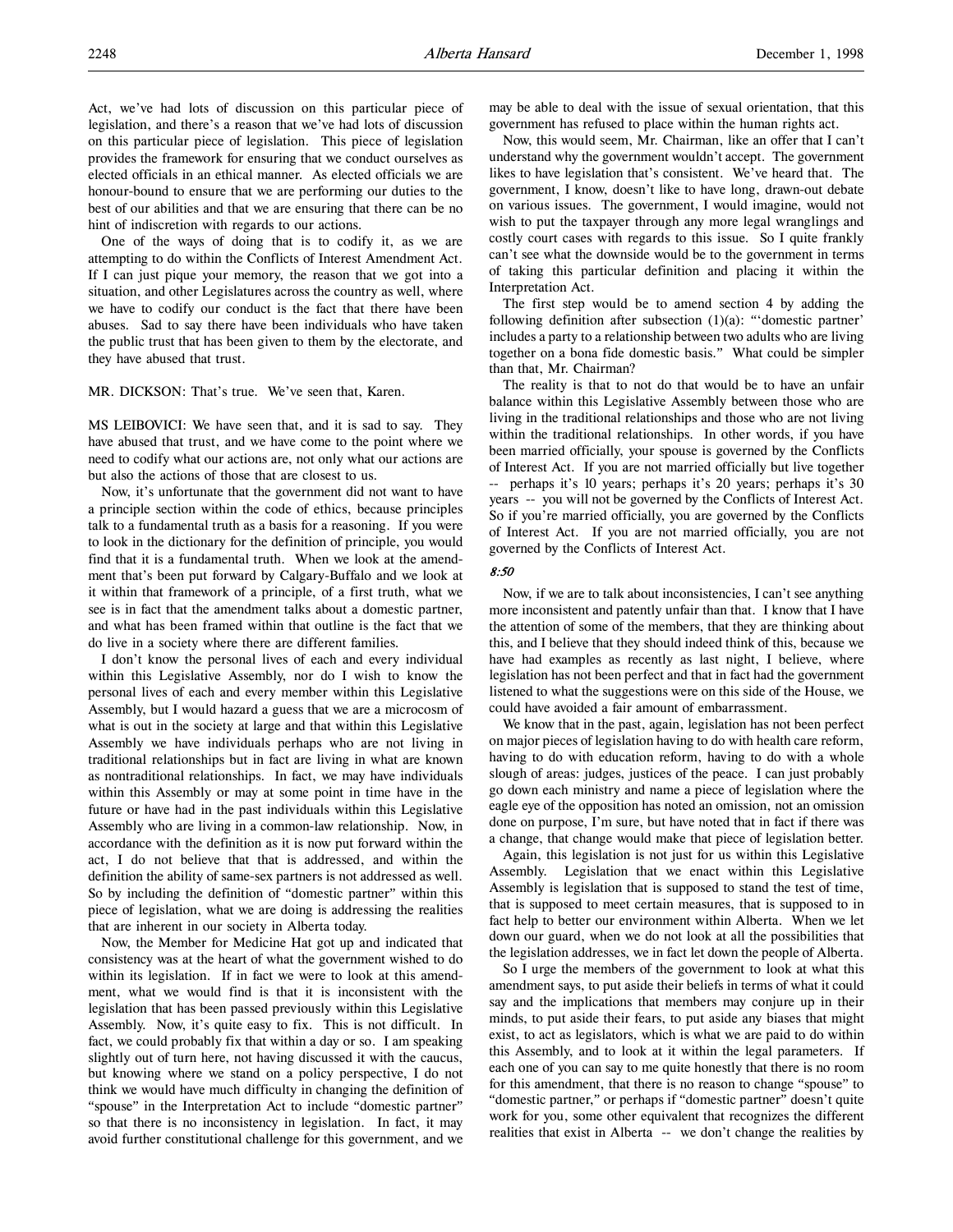Act, we've had lots of discussion on this particular piece of legislation, and there's a reason that we've had lots of discussion on this particular piece of legislation. This piece of legislation provides the framework for ensuring that we conduct ourselves as elected officials in an ethical manner. As elected officials we are honour-bound to ensure that we are performing our duties to the best of our abilities and that we are ensuring that there can be no hint of indiscretion with regards to our actions.

One of the ways of doing that is to codify it, as we are attempting to do within the Conflicts of Interest Amendment Act. If I can just pique your memory, the reason that we got into a situation, and other Legislatures across the country as well, where we have to codify our conduct is the fact that there have been abuses. Sad to say there have been individuals who have taken the public trust that has been given to them by the electorate, and they have abused that trust.

MR. DICKSON: That's true. We've seen that, Karen.

MS LEIBOVICI: We have seen that, and it is sad to say. They have abused that trust, and we have come to the point where we need to codify what our actions are, not only what our actions are but also the actions of those that are closest to us.

Now, it's unfortunate that the government did not want to have a principle section within the code of ethics, because principles talk to a fundamental truth as a basis for a reasoning. If you were to look in the dictionary for the definition of principle, you would find that it is a fundamental truth. When we look at the amendment that's been put forward by Calgary-Buffalo and we look at it within that framework of a principle, of a first truth, what we see is in fact that the amendment talks about a domestic partner, and what has been framed within that outline is the fact that we do live in a society where there are different families.

I don't know the personal lives of each and every individual within this Legislative Assembly, nor do I wish to know the personal lives of each and every member within this Legislative Assembly, but I would hazard a guess that we are a microcosm of what is out in the society at large and that within this Legislative Assembly we have individuals perhaps who are not living in traditional relationships but in fact are living in what are known as nontraditional relationships. In fact, we may have individuals within this Assembly or may at some point in time have in the future or have had in the past individuals within this Legislative Assembly who are living in a common-law relationship. Now, in accordance with the definition as it is now put forward within the act, I do not believe that that is addressed, and within the definition the ability of same-sex partners is not addressed as well. So by including the definition of "domestic partner" within this piece of legislation, what we are doing is addressing the realities that are inherent in our society in Alberta today.

Now, the Member for Medicine Hat got up and indicated that consistency was at the heart of what the government wished to do within its legislation. If in fact we were to look at this amendment, what we would find is that it is inconsistent with the legislation that has been passed previously within this Legislative Assembly. Now, it's quite easy to fix. This is not difficult. In fact, we could probably fix that within a day or so. I am speaking slightly out of turn here, not having discussed it with the caucus, but knowing where we stand on a policy perspective, I do not think we would have much difficulty in changing the definition of "spouse" in the Interpretation Act to include "domestic partner" so that there is no inconsistency in legislation. In fact, it may avoid further constitutional challenge for this government, and we may be able to deal with the issue of sexual orientation, that this government has refused to place within the human rights act.

Now, this would seem, Mr. Chairman, like an offer that I can't understand why the government wouldn't accept. The government likes to have legislation that's consistent. We've heard that. The government, I know, doesn't like to have long, drawn-out debate on various issues. The government, I would imagine, would not wish to put the taxpayer through any more legal wranglings and costly court cases with regards to this issue. So I quite frankly can't see what the downside would be to the government in terms of taking this particular definition and placing it within the Interpretation Act.

The first step would be to amend section 4 by adding the following definition after subsection (1)(a): "'domestic partner' includes a party to a relationship between two adults who are living together on a bona fide domestic basis." What could be simpler than that, Mr. Chairman?

The reality is that to not do that would be to have an unfair balance within this Legislative Assembly between those who are living in the traditional relationships and those who are not living within the traditional relationships. In other words, if you have been married officially, your spouse is governed by the Conflicts of Interest Act. If you are not married officially but live together -- perhaps it's 10 years; perhaps it's 20 years; perhaps it's 30 years -- you will not be governed by the Conflicts of Interest Act. So if you're married officially, you are governed by the Conflicts of Interest Act. If you are not married officially, you are not governed by the Conflicts of Interest Act.

*8:50*

Now, if we are to talk about inconsistencies, I can't see anything more inconsistent and patently unfair than that. I know that I have the attention of some of the members, that they are thinking about this, and I believe that they should indeed think of this, because we have had examples as recently as last night, I believe, where legislation has not been perfect and that in fact had the government listened to what the suggestions were on this side of the House, we could have avoided a fair amount of embarrassment.

We know that in the past, again, legislation has not been perfect on major pieces of legislation having to do with health care reform, having to do with education reform, having to do with a whole slough of areas: judges, justices of the peace. I can just probably go down each ministry and name a piece of legislation where the eagle eye of the opposition has noted an omission, not an omission done on purpose, I'm sure, but have noted that in fact if there was a change, that change would make that piece of legislation better.

Again, this legislation is not just for us within this Legislative Assembly. Legislation that we enact within this Legislative Assembly is legislation that is supposed to stand the test of time, that is supposed to meet certain measures, that is supposed to in fact help to better our environment within Alberta. When we let down our guard, when we do not look at all the possibilities that the legislation addresses, we in fact let down the people of Alberta.

So I urge the members of the government to look at what this amendment says, to put aside their beliefs in terms of what it could say and the implications that members may conjure up in their minds, to put aside their fears, to put aside any biases that might exist, to act as legislators, which is what we are paid to do within this Assembly, and to look at it within the legal parameters. If each one of you can say to me quite honestly that there is no room for this amendment, that there is no reason to change "spouse" to "domestic partner," or perhaps if "domestic partner" doesn't quite work for you, some other equivalent that recognizes the different realities that exist in Alberta -- we don't change the realities by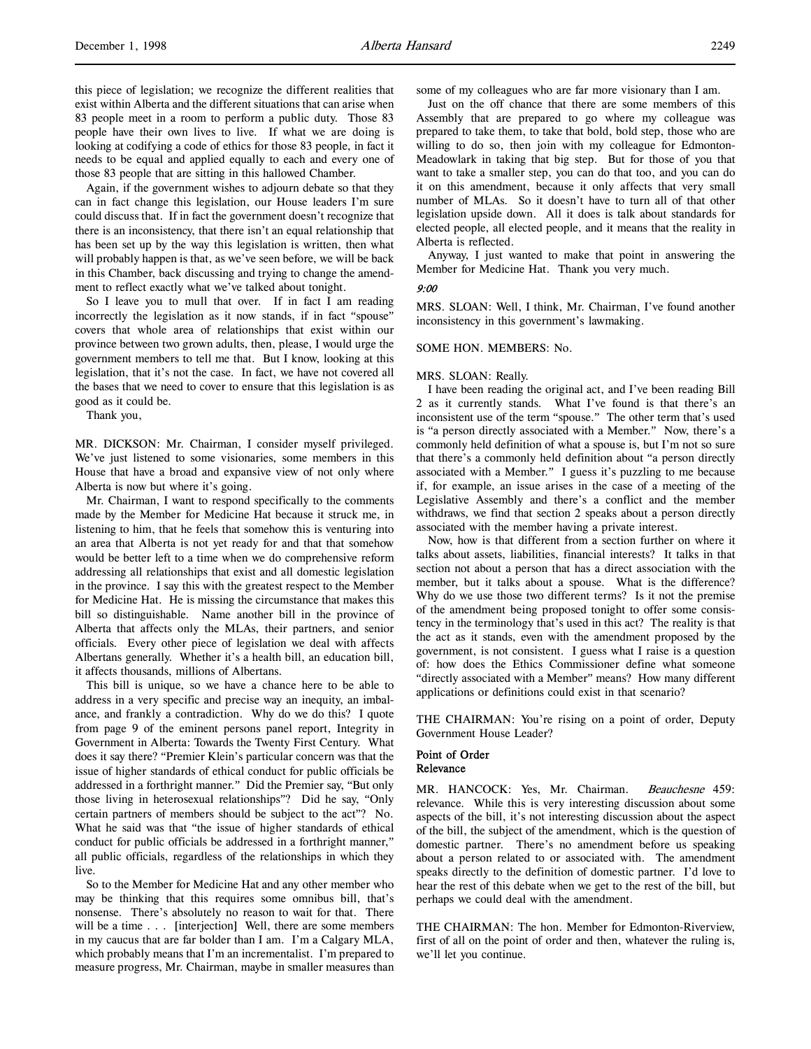this piece of legislation; we recognize the different realities that exist within Alberta and the different situations that can arise when 83 people meet in a room to perform a public duty. Those 83 people have their own lives to live. If what we are doing is looking at codifying a code of ethics for those 83 people, in fact it needs to be equal and applied equally to each and every one of those 83 people that are sitting in this hallowed Chamber.

Again, if the government wishes to adjourn debate so that they can in fact change this legislation, our House leaders I'm sure could discuss that. If in fact the government doesn't recognize that there is an inconsistency, that there isn't an equal relationship that has been set up by the way this legislation is written, then what will probably happen is that, as we've seen before, we will be back in this Chamber, back discussing and trying to change the amendment to reflect exactly what we've talked about tonight.

So I leave you to mull that over. If in fact I am reading incorrectly the legislation as it now stands, if in fact "spouse" covers that whole area of relationships that exist within our province between two grown adults, then, please, I would urge the government members to tell me that. But I know, looking at this legislation, that it's not the case. In fact, we have not covered all the bases that we need to cover to ensure that this legislation is as good as it could be.

Thank you,

MR. DICKSON: Mr. Chairman, I consider myself privileged. We've just listened to some visionaries, some members in this House that have a broad and expansive view of not only where Alberta is now but where it's going.

Mr. Chairman, I want to respond specifically to the comments made by the Member for Medicine Hat because it struck me, in listening to him, that he feels that somehow this is venturing into an area that Alberta is not yet ready for and that that somehow would be better left to a time when we do comprehensive reform addressing all relationships that exist and all domestic legislation in the province. I say this with the greatest respect to the Member for Medicine Hat. He is missing the circumstance that makes this bill so distinguishable. Name another bill in the province of Alberta that affects only the MLAs, their partners, and senior officials. Every other piece of legislation we deal with affects Albertans generally. Whether it's a health bill, an education bill, it affects thousands, millions of Albertans.

This bill is unique, so we have a chance here to be able to address in a very specific and precise way an inequity, an imbalance, and frankly a contradiction. Why do we do this? I quote from page 9 of the eminent persons panel report, Integrity in Government in Alberta: Towards the Twenty First Century. What does it say there? "Premier Klein's particular concern was that the issue of higher standards of ethical conduct for public officials be addressed in a forthright manner." Did the Premier say, "But only those living in heterosexual relationships"? Did he say, "Only certain partners of members should be subject to the act"? No. What he said was that "the issue of higher standards of ethical conduct for public officials be addressed in a forthright manner," all public officials, regardless of the relationships in which they live.

So to the Member for Medicine Hat and any other member who may be thinking that this requires some omnibus bill, that's nonsense. There's absolutely no reason to wait for that. There will be a time . . . [interjection] Well, there are some members in my caucus that are far bolder than I am. I'm a Calgary MLA, which probably means that I'm an incrementalist. I'm prepared to measure progress, Mr. Chairman, maybe in smaller measures than some of my colleagues who are far more visionary than I am.

Just on the off chance that there are some members of this Assembly that are prepared to go where my colleague was prepared to take them, to take that bold, bold step, those who are willing to do so, then join with my colleague for Edmonton-Meadowlark in taking that big step. But for those of you that want to take a smaller step, you can do that too, and you can do it on this amendment, because it only affects that very small number of MLAs. So it doesn't have to turn all of that other legislation upside down. All it does is talk about standards for elected people, all elected people, and it means that the reality in Alberta is reflected.

Anyway, I just wanted to make that point in answering the Member for Medicine Hat. Thank you very much.

*9:00*

MRS. SLOAN: Well, I think, Mr. Chairman, I've found another inconsistency in this government's lawmaking.

SOME HON. MEMBERS: No.

MRS. SLOAN: Really.

I have been reading the original act, and I've been reading Bill 2 as it currently stands. What I've found is that there's an inconsistent use of the term "spouse." The other term that's used is "a person directly associated with a Member." Now, there's a commonly held definition of what a spouse is, but I'm not so sure that there's a commonly held definition about "a person directly associated with a Member." I guess it's puzzling to me because if, for example, an issue arises in the case of a meeting of the Legislative Assembly and there's a conflict and the member withdraws, we find that section 2 speaks about a person directly associated with the member having a private interest.

Now, how is that different from a section further on where it talks about assets, liabilities, financial interests? It talks in that section not about a person that has a direct association with the member, but it talks about a spouse. What is the difference? Why do we use those two different terms? Is it not the premise of the amendment being proposed tonight to offer some consistency in the terminology that's used in this act? The reality is that the act as it stands, even with the amendment proposed by the government, is not consistent. I guess what I raise is a question of: how does the Ethics Commissioner define what someone "directly associated with a Member" means? How many different applications or definitions could exist in that scenario?

THE CHAIRMAN: You're rising on a point of order, Deputy Government House Leader?

**Point of Order**
**Relevance**

MR. HANCOCK: Yes, Mr. Chairman. *Beauchesne* 459: relevance. While this is very interesting discussion about some aspects of the bill, it's not interesting discussion about the aspect of the bill, the subject of the amendment, which is the question of domestic partner. There's no amendment before us speaking about a person related to or associated with. The amendment speaks directly to the definition of domestic partner. I'd love to hear the rest of this debate when we get to the rest of the bill, but perhaps we could deal with the amendment.

THE CHAIRMAN: The hon. Member for Edmonton-Riverview, first of all on the point of order and then, whatever the ruling is, we'll let you continue.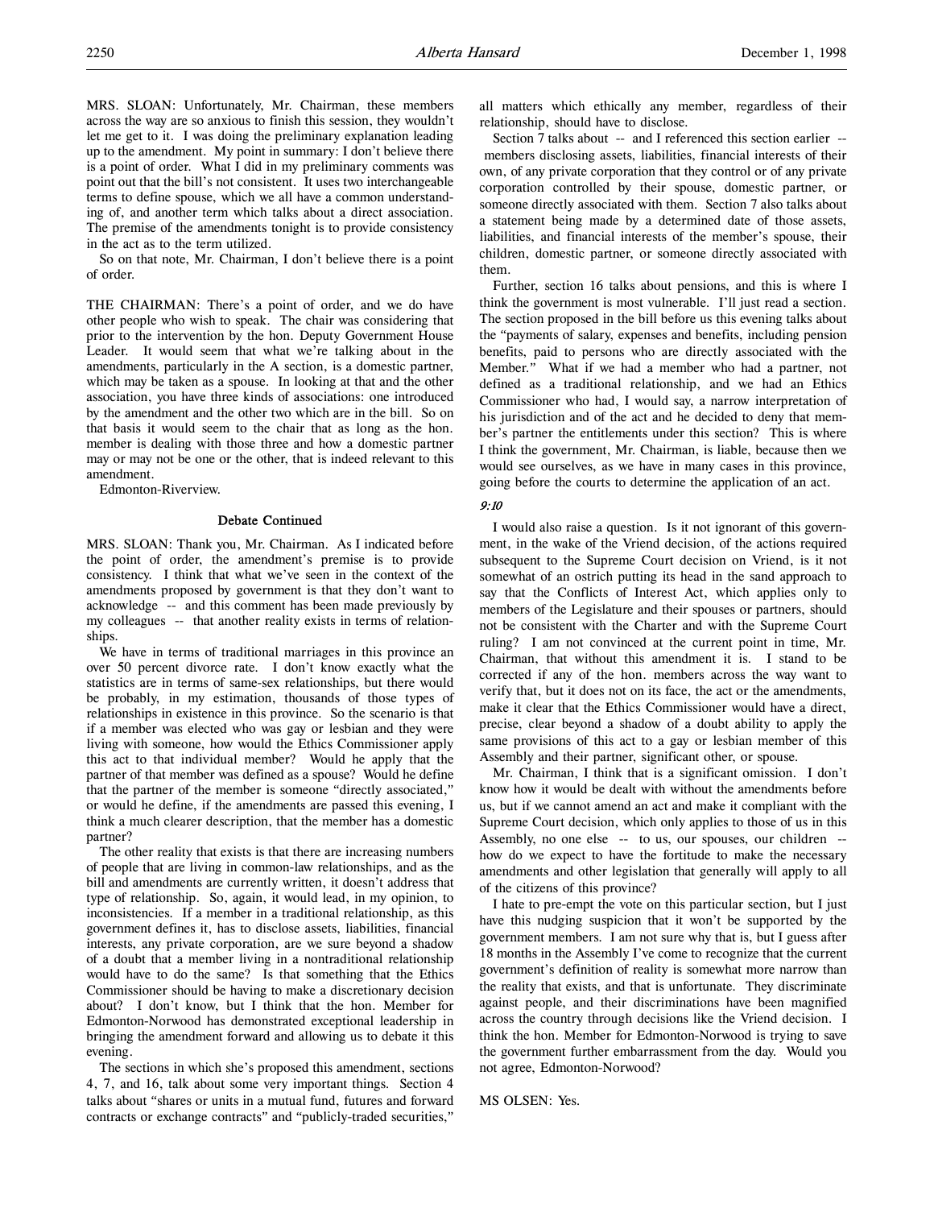MRS. SLOAN: Unfortunately, Mr. Chairman, these members across the way are so anxious to finish this session, they wouldn't let me get to it. I was doing the preliminary explanation leading up to the amendment. My point in summary: I don't believe there is a point of order. What I did in my preliminary comments was point out that the bill's not consistent. It uses two interchangeable terms to define spouse, which we all have a common understanding of, and another term which talks about a direct association. The premise of the amendments tonight is to provide consistency in the act as to the term utilized.

So on that note, Mr. Chairman, I don't believe there is a point of order.

THE CHAIRMAN: There's a point of order, and we do have other people who wish to speak. The chair was considering that prior to the intervention by the hon. Deputy Government House Leader. It would seem that what we're talking about in the amendments, particularly in the A section, is a domestic partner, which may be taken as a spouse. In looking at that and the other association, you have three kinds of associations: one introduced by the amendment and the other two which are in the bill. So on that basis it would seem to the chair that as long as the hon. member is dealing with those three and how a domestic partner may or may not be one or the other, that is indeed relevant to this amendment.

Edmonton-Riverview.

### Debate Continued

MRS. SLOAN: Thank you, Mr. Chairman. As I indicated before the point of order, the amendment's premise is to provide consistency. I think that what we've seen in the context of the amendments proposed by government is that they don't want to acknowledge -- and this comment has been made previously by my colleagues -- that another reality exists in terms of relationships.

We have in terms of traditional marriages in this province an over 50 percent divorce rate. I don't know exactly what the statistics are in terms of same-sex relationships, but there would be probably, in my estimation, thousands of those types of relationships in existence in this province. So the scenario is that if a member was elected who was gay or lesbian and they were living with someone, how would the Ethics Commissioner apply this act to that individual member? Would he apply that the partner of that member was defined as a spouse? Would he define that the partner of the member is someone "directly associated," or would he define, if the amendments are passed this evening, I think a much clearer description, that the member has a domestic partner?

The other reality that exists is that there are increasing numbers of people that are living in common-law relationships, and as the bill and amendments are currently written, it doesn't address that type of relationship. So, again, it would lead, in my opinion, to inconsistencies. If a member in a traditional relationship, as this government defines it, has to disclose assets, liabilities, financial interests, any private corporation, are we sure beyond a shadow of a doubt that a member living in a nontraditional relationship would have to do the same? Is that something that the Ethics Commissioner should be having to make a discretionary decision about? I don't know, but I think that the hon. Member for Edmonton-Norwood has demonstrated exceptional leadership in bringing the amendment forward and allowing us to debate it this evening.

The sections in which she's proposed this amendment, sections 4, 7, and 16, talk about some very important things. Section 4 talks about "shares or units in a mutual fund, futures and forward contracts or exchange contracts" and "publicly-traded securities," all matters which ethically any member, regardless of their relationship, should have to disclose.

Section 7 talks about -- and I referenced this section earlier -- members disclosing assets, liabilities, financial interests of their own, of any private corporation that they control or of any private corporation controlled by their spouse, domestic partner, or someone directly associated with them. Section 7 also talks about a statement being made by a determined date of those assets, liabilities, and financial interests of the member's spouse, their children, domestic partner, or someone directly associated with them.

Further, section 16 talks about pensions, and this is where I think the government is most vulnerable. I'll just read a section. The section proposed in the bill before us this evening talks about the "payments of salary, expenses and benefits, including pension benefits, paid to persons who are directly associated with the Member." What if we had a member who had a partner, not defined as a traditional relationship, and we had an Ethics Commissioner who had, I would say, a narrow interpretation of his jurisdiction and of the act and he decided to deny that member's partner the entitlements under this section? This is where I think the government, Mr. Chairman, is liable, because then we would see ourselves, as we have in many cases in this province, going before the courts to determine the application of an act.

*9:10*

I would also raise a question. Is it not ignorant of this government, in the wake of the Vriend decision, of the actions required subsequent to the Supreme Court decision on Vriend, is it not somewhat of an ostrich putting its head in the sand approach to say that the Conflicts of Interest Act, which applies only to members of the Legislature and their spouses or partners, should not be consistent with the Charter and with the Supreme Court ruling? I am not convinced at the current point in time, Mr. Chairman, that without this amendment it is. I stand to be corrected if any of the hon. members across the way want to verify that, but it does not on its face, the act or the amendments, make it clear that the Ethics Commissioner would have a direct, precise, clear beyond a shadow of a doubt ability to apply the same provisions of this act to a gay or lesbian member of this Assembly and their partner, significant other, or spouse.

Mr. Chairman, I think that is a significant omission. I don't know how it would be dealt with without the amendments before us, but if we cannot amend an act and make it compliant with the Supreme Court decision, which only applies to those of us in this Assembly, no one else -- to us, our spouses, our children -- how do we expect to have the fortitude to make the necessary amendments and other legislation that generally will apply to all of the citizens of this province?

I hate to pre-empt the vote on this particular section, but I just have this nudging suspicion that it won't be supported by the government members. I am not sure why that is, but I guess after 18 months in the Assembly I've come to recognize that the current government's definition of reality is somewhat more narrow than the reality that exists, and that is unfortunate. They discriminate against people, and their discriminations have been magnified across the country through decisions like the Vriend decision. I think the hon. Member for Edmonton-Norwood is trying to save the government further embarrassment from the day. Would you not agree, Edmonton-Norwood?

MS OLSEN: Yes.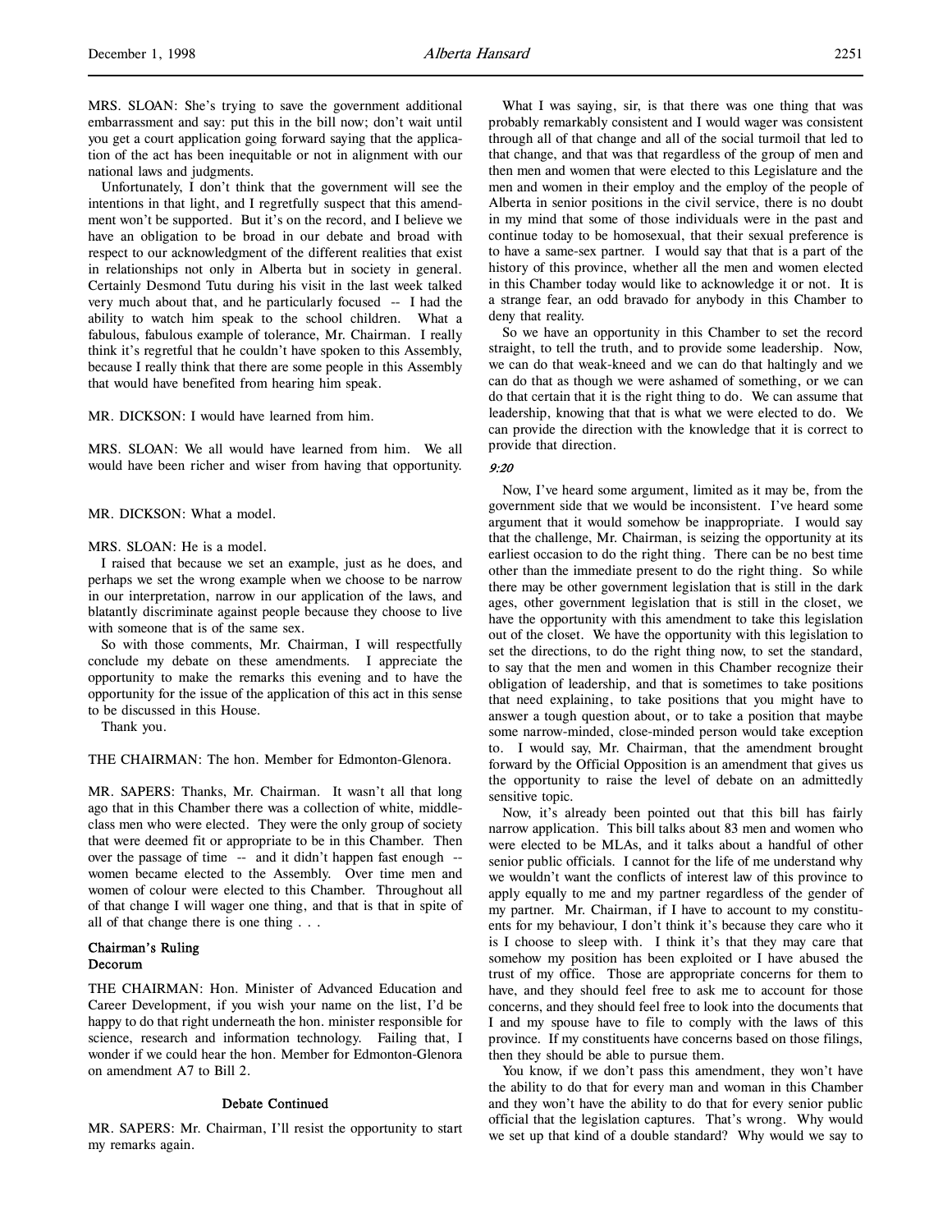MRS. SLOAN: She's trying to save the government additional embarrassment and say: put this in the bill now; don't wait until you get a court application going forward saying that the application of the act has been inequitable or not in alignment with our national laws and judgments.

Unfortunately, I don't think that the government will see the intentions in that light, and I regretfully suspect that this amendment won't be supported. But it's on the record, and I believe we have an obligation to be broad in our debate and broad with respect to our acknowledgment of the different realities that exist in relationships not only in Alberta but in society in general. Certainly Desmond Tutu during his visit in the last week talked very much about that, and he particularly focused -- I had the ability to watch him speak to the school children. What a fabulous, fabulous example of tolerance, Mr. Chairman. I really think it's regretful that he couldn't have spoken to this Assembly, because I really think that there are some people in this Assembly that would have benefited from hearing him speak.

MR. DICKSON: I would have learned from him.

MRS. SLOAN: We all would have learned from him. We all would have been richer and wiser from having that opportunity.

MR. DICKSON: What a model.

MRS. SLOAN: He is a model.

I raised that because we set an example, just as he does, and perhaps we set the wrong example when we choose to be narrow in our interpretation, narrow in our application of the laws, and blatantly discriminate against people because they choose to live with someone that is of the same sex.

So with those comments, Mr. Chairman, I will respectfully conclude my debate on these amendments. I appreciate the opportunity to make the remarks this evening and to have the opportunity for the issue of the application of this act in this sense to be discussed in this House.

Thank you.

THE CHAIRMAN: The hon. Member for Edmonton-Glenora.

MR. SAPERS: Thanks, Mr. Chairman. It wasn't all that long ago that in this Chamber there was a collection of white, middle-class men who were elected. They were the only group of society that were deemed fit or appropriate to be in this Chamber. Then over the passage of time -- and it didn't happen fast enough -- women became elected to the Assembly. Over time men and women of colour were elected to this Chamber. Throughout all of that change I will wager one thing, and that is that in spite of all of that change there is one thing . . .

## Chairman's Ruling
## Decorum

THE CHAIRMAN: Hon. Minister of Advanced Education and Career Development, if you wish your name on the list, I'd be happy to do that right underneath the hon. minister responsible for science, research and information technology. Failing that, I wonder if we could hear the hon. Member for Edmonton-Glenora on amendment A7 to Bill 2.

## Debate Continued

MR. SAPERS: Mr. Chairman, I'll resist the opportunity to start my remarks again.

What I was saying, sir, is that there was one thing that was probably remarkably consistent and I would wager was consistent through all of that change and all of the social turmoil that led to that change, and that was that regardless of the group of men and then men and women that were elected to this Legislature and the men and women in their employ and the employ of the people of Alberta in senior positions in the civil service, there is no doubt in my mind that some of those individuals were in the past and continue today to be homosexual, that their sexual preference is to have a same-sex partner. I would say that that is a part of the history of this province, whether all the men and women elected in this Chamber today would like to acknowledge it or not. It is a strange fear, an odd bravado for anybody in this Chamber to deny that reality.

So we have an opportunity in this Chamber to set the record straight, to tell the truth, and to provide some leadership. Now, we can do that weak-kneed and we can do that haltingly and we can do that as though we were ashamed of something, or we can do that certain that it is the right thing to do. We can assume that leadership, knowing that that is what we were elected to do. We can provide the direction with the knowledge that it is correct to provide that direction.

*9:20*

Now, I've heard some argument, limited as it may be, from the government side that we would be inconsistent. I've heard some argument that it would somehow be inappropriate. I would say that the challenge, Mr. Chairman, is seizing the opportunity at its earliest occasion to do the right thing. There can be no best time other than the immediate present to do the right thing. So while there may be other government legislation that is still in the dark ages, other government legislation that is still in the closet, we have the opportunity with this amendment to take this legislation out of the closet. We have the opportunity with this legislation to set the directions, to do the right thing now, to set the standard, to say that the men and women in this Chamber recognize their obligation of leadership, and that is sometimes to take positions that need explaining, to take positions that you might have to answer a tough question about, or to take a position that maybe some narrow-minded, close-minded person would take exception to. I would say, Mr. Chairman, that the amendment brought forward by the Official Opposition is an amendment that gives us the opportunity to raise the level of debate on an admittedly sensitive topic.

Now, it's already been pointed out that this bill has fairly narrow application. This bill talks about 83 men and women who were elected to be MLAs, and it talks about a handful of other senior public officials. I cannot for the life of me understand why we wouldn't want the conflicts of interest law of this province to apply equally to me and my partner regardless of the gender of my partner. Mr. Chairman, if I have to account to my constituents for my behaviour, I don't think it's because they care who it is I choose to sleep with. I think it's that they may care that somehow my position has been exploited or I have abused the trust of my office. Those are appropriate concerns for them to have, and they should feel free to ask me to account for those concerns, and they should feel free to look into the documents that I and my spouse have to file to comply with the laws of this province. If my constituents have concerns based on those filings, then they should be able to pursue them.

You know, if we don't pass this amendment, they won't have the ability to do that for every man and woman in this Chamber and they won't have the ability to do that for every senior public official that the legislation captures. That's wrong. Why would we set up that kind of a double standard? Why would we say to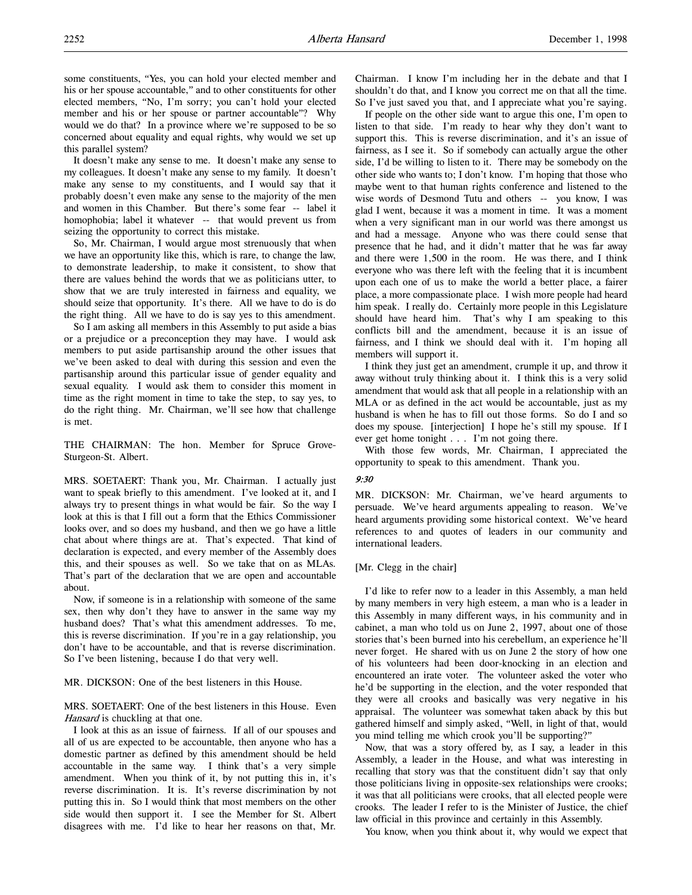some constituents, "Yes, you can hold your elected member and his or her spouse accountable," and to other constituents for other elected members, "No, I'm sorry; you can't hold your elected member and his or her spouse or partner accountable"? Why would we do that? In a province where we're supposed to be so concerned about equality and equal rights, why would we set up this parallel system?

It doesn't make any sense to me. It doesn't make any sense to my colleagues. It doesn't make any sense to my family. It doesn't make any sense to my constituents, and I would say that it probably doesn't even make any sense to the majority of the men and women in this Chamber. But there's some fear -- label it homophobia; label it whatever -- that would prevent us from seizing the opportunity to correct this mistake.

So, Mr. Chairman, I would argue most strenuously that when we have an opportunity like this, which is rare, to change the law, to demonstrate leadership, to make it consistent, to show that there are values behind the words that we as politicians utter, to show that we are truly interested in fairness and equality, we should seize that opportunity. It's there. All we have to do is do the right thing. All we have to do is say yes to this amendment.

So I am asking all members in this Assembly to put aside a bias or a prejudice or a preconception they may have. I would ask members to put aside partisanship around the other issues that we've been asked to deal with during this session and even the partisanship around this particular issue of gender equality and sexual equality. I would ask them to consider this moment in time as the right moment in time to take the step, to say yes, to do the right thing. Mr. Chairman, we'll see how that challenge is met.

THE CHAIRMAN: The hon. Member for Spruce Grove-Sturgeon-St. Albert.

MRS. SOETAERT: Thank you, Mr. Chairman. I actually just want to speak briefly to this amendment. I've looked at it, and I always try to present things in what would be fair. So the way I look at this is that I fill out a form that the Ethics Commissioner looks over, and so does my husband, and then we go have a little chat about where things are at. That's expected. That kind of declaration is expected, and every member of the Assembly does this, and their spouses as well. So we take that on as MLAs. That's part of the declaration that we are open and accountable about.

Now, if someone is in a relationship with someone of the same sex, then why don't they have to answer in the same way my husband does? That's what this amendment addresses. To me, this is reverse discrimination. If you're in a gay relationship, you don't have to be accountable, and that is reverse discrimination. So I've been listening, because I do that very well.

MR. DICKSON: One of the best listeners in this House.

MRS. SOETAERT: One of the best listeners in this House. Even *Hansard* is chuckling at that one.

I look at this as an issue of fairness. If all of our spouses and all of us are expected to be accountable, then anyone who has a domestic partner as defined by this amendment should be held accountable in the same way. I think that's a very simple amendment. When you think of it, by not putting this in, it's reverse discrimination. It is. It's reverse discrimination by not putting this in. So I would think that most members on the other side would then support it. I see the Member for St. Albert disagrees with me. I'd like to hear her reasons on that, Mr. Chairman. I know I'm including her in the debate and that I shouldn't do that, and I know you correct me on that all the time. So I've just saved you that, and I appreciate what you're saying.

If people on the other side want to argue this one, I'm open to listen to that side. I'm ready to hear why they don't want to support this. This is reverse discrimination, and it's an issue of fairness, as I see it. So if somebody can actually argue the other side, I'd be willing to listen to it. There may be somebody on the other side who wants to; I don't know. I'm hoping that those who maybe went to that human rights conference and listened to the wise words of Desmond Tutu and others -- you know, I was glad I went, because it was a moment in time. It was a moment when a very significant man in our world was there amongst us and had a message. Anyone who was there could sense that presence that he had, and it didn't matter that he was far away and there were 1,500 in the room. He was there, and I think everyone who was there left with the feeling that it is incumbent upon each one of us to make the world a better place, a fairer place, a more compassionate place. I wish more people had heard him speak. I really do. Certainly more people in this Legislature should have heard him. That's why I am speaking to this conflicts bill and the amendment, because it is an issue of fairness, and I think we should deal with it. I'm hoping all members will support it.

I think they just get an amendment, crumple it up, and throw it away without truly thinking about it. I think this is a very solid amendment that would ask that all people in a relationship with an MLA or as defined in the act would be accountable, just as my husband is when he has to fill out those forms. So do I and so does my spouse. [interjection] I hope he's still my spouse. If I ever get home tonight . . . I'm not going there.

With those few words, Mr. Chairman, I appreciated the opportunity to speak to this amendment. Thank you.

*9:30*

MR. DICKSON: Mr. Chairman, we've heard arguments to persuade. We've heard arguments appealing to reason. We've heard arguments providing some historical context. We've heard references to and quotes of leaders in our community and international leaders.

[Mr. Clegg in the chair]

I'd like to refer now to a leader in this Assembly, a man held by many members in very high esteem, a man who is a leader in this Assembly in many different ways, in his community and in cabinet, a man who told us on June 2, 1997, about one of those stories that's been burned into his cerebellum, an experience he'll never forget. He shared with us on June 2 the story of how one of his volunteers had been door-knocking in an election and encountered an irate voter. The volunteer asked the voter who he'd be supporting in the election, and the voter responded that they were all crooks and basically was very negative in his appraisal. The volunteer was somewhat taken aback by this but gathered himself and simply asked, "Well, in light of that, would you mind telling me which crook you'll be supporting?"

Now, that was a story offered by, as I say, a leader in this Assembly, a leader in the House, and what was interesting in recalling that story was that the constituent didn't say that only those politicians living in opposite-sex relationships were crooks; it was that all politicians were crooks, that all elected people were crooks. The leader I refer to is the Minister of Justice, the chief law official in this province and certainly in this Assembly.

You know, when you think about it, why would we expect that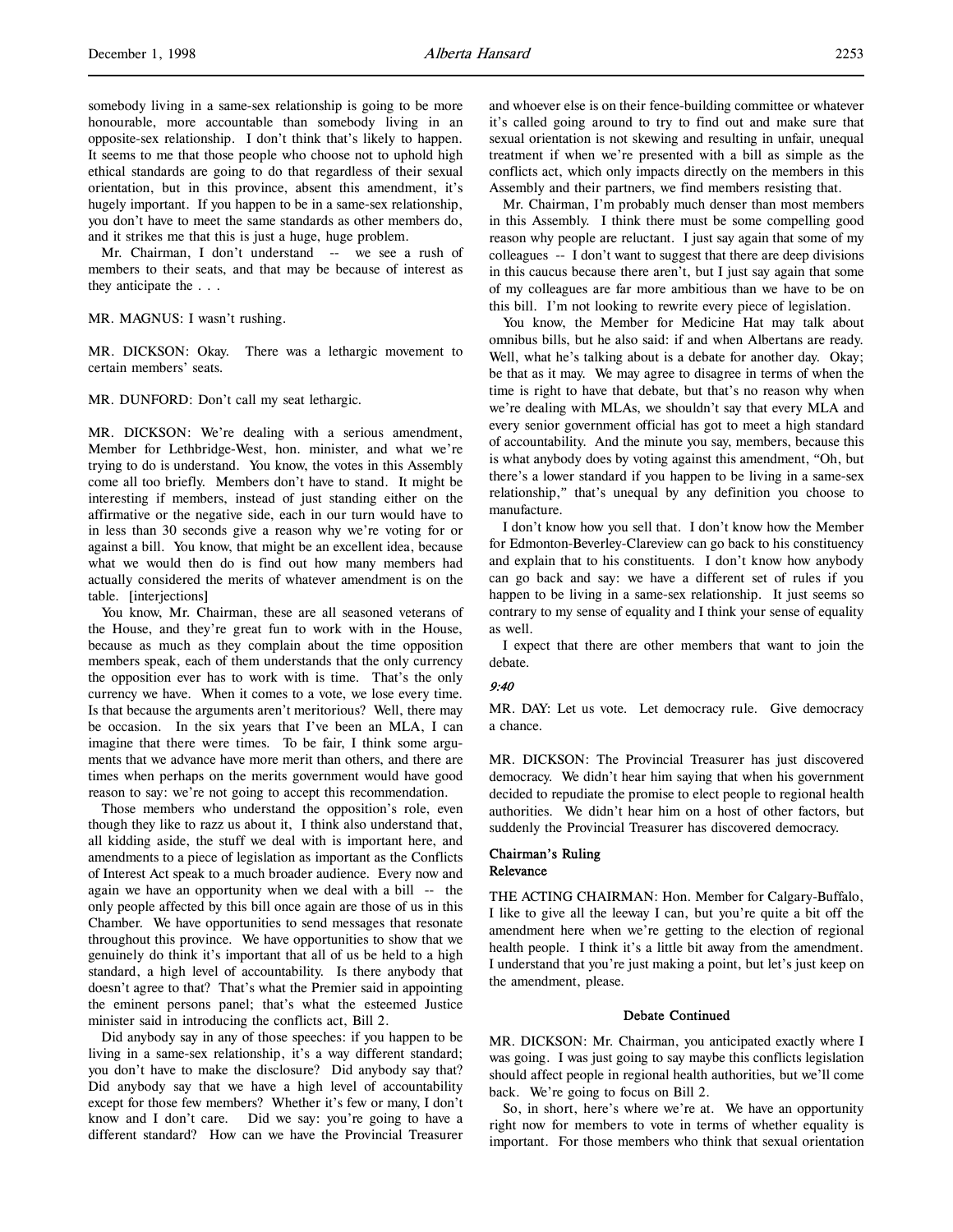somebody living in a same-sex relationship is going to be more honourable, more accountable than somebody living in an opposite-sex relationship. I don't think that's likely to happen. It seems to me that those people who choose not to uphold high ethical standards are going to do that regardless of their sexual orientation, but in this province, absent this amendment, it's hugely important. If you happen to be in a same-sex relationship, you don't have to meet the same standards as other members do, and it strikes me that this is just a huge, huge problem.

Mr. Chairman, I don't understand -- we see a rush of members to their seats, and that may be because of interest as they anticipate the . . .

MR. MAGNUS: I wasn't rushing.

MR. DICKSON: Okay. There was a lethargic movement to certain members' seats.

MR. DUNFORD: Don't call my seat lethargic.

MR. DICKSON: We're dealing with a serious amendment, Member for Lethbridge-West, hon. minister, and what we're trying to do is understand. You know, the votes in this Assembly come all too briefly. Members don't have to stand. It might be interesting if members, instead of just standing either on the affirmative or the negative side, each in our turn would have to in less than 30 seconds give a reason why we're voting for or against a bill. You know, that might be an excellent idea, because what we would then do is find out how many members had actually considered the merits of whatever amendment is on the table. [interjections]

You know, Mr. Chairman, these are all seasoned veterans of the House, and they're great fun to work with in the House, because as much as they complain about the time opposition members speak, each of them understands that the only currency the opposition ever has to work with is time. That's the only currency we have. When it comes to a vote, we lose every time. Is that because the arguments aren't meritorious? Well, there may be occasion. In the six years that I've been an MLA, I can imagine that there were times. To be fair, I think some arguments that we advance have more merit than others, and there are times when perhaps on the merits government would have good reason to say: we're not going to accept this recommendation.

Those members who understand the opposition's role, even though they like to razz us about it, I think also understand that, all kidding aside, the stuff we deal with is important here, and amendments to a piece of legislation as important as the Conflicts of Interest Act speak to a much broader audience. Every now and again we have an opportunity when we deal with a bill -- the only people affected by this bill once again are those of us in this Chamber. We have opportunities to send messages that resonate throughout this province. We have opportunities to show that we genuinely do think it's important that all of us be held to a high standard, a high level of accountability. Is there anybody that doesn't agree to that? That's what the Premier said in appointing the eminent persons panel; that's what the esteemed Justice minister said in introducing the conflicts act, Bill 2.

Did anybody say in any of those speeches: if you happen to be living in a same-sex relationship, it's a way different standard; you don't have to make the disclosure? Did anybody say that? Did anybody say that we have a high level of accountability except for those few members? Whether it's few or many, I don't know and I don't care. Did we say: you're going to have a different standard? How can we have the Provincial Treasurer and whoever else is on their fence-building committee or whatever it's called going around to try to find out and make sure that sexual orientation is not skewing and resulting in unfair, unequal treatment if when we're presented with a bill as simple as the conflicts act, which only impacts directly on the members in this Assembly and their partners, we find members resisting that.

Mr. Chairman, I'm probably much denser than most members in this Assembly. I think there must be some compelling good reason why people are reluctant. I just say again that some of my colleagues -- I don't want to suggest that there are deep divisions in this caucus because there aren't, but I just say again that some of my colleagues are far more ambitious than we have to be on this bill. I'm not looking to rewrite every piece of legislation.

You know, the Member for Medicine Hat may talk about omnibus bills, but he also said: if and when Albertans are ready. Well, what he's talking about is a debate for another day. Okay; be that as it may. We may agree to disagree in terms of when the time is right to have that debate, but that's no reason why when we're dealing with MLAs, we shouldn't say that every MLA and every senior government official has got to meet a high standard of accountability. And the minute you say, members, because this is what anybody does by voting against this amendment, "Oh, but there's a lower standard if you happen to be living in a same-sex relationship," that's unequal by any definition you choose to manufacture.

I don't know how you sell that. I don't know how the Member for Edmonton-Beverley-Clareview can go back to his constituency and explain that to his constituents. I don't know how anybody can go back and say: we have a different set of rules if you happen to be living in a same-sex relationship. It just seems so contrary to my sense of equality and I think your sense of equality as well.

I expect that there are other members that want to join the debate.

*9:40*

MR. DAY: Let us vote. Let democracy rule. Give democracy a chance.

MR. DICKSON: The Provincial Treasurer has just discovered democracy. We didn't hear him saying that when his government decided to repudiate the promise to elect people to regional health authorities. We didn't hear him on a host of other factors, but suddenly the Provincial Treasurer has discovered democracy.

### Chairman's Ruling
### Relevance

THE ACTING CHAIRMAN: Hon. Member for Calgary-Buffalo, I like to give all the leeway I can, but you're quite a bit off the amendment here when we're getting to the election of regional health people. I think it's a little bit away from the amendment. I understand that you're just making a point, but let's just keep on the amendment, please.

### Debate Continued

MR. DICKSON: Mr. Chairman, you anticipated exactly where I was going. I was just going to say maybe this conflicts legislation should affect people in regional health authorities, but we'll come back. We're going to focus on Bill 2.

So, in short, here's where we're at. We have an opportunity right now for members to vote in terms of whether equality is important. For those members who think that sexual orientation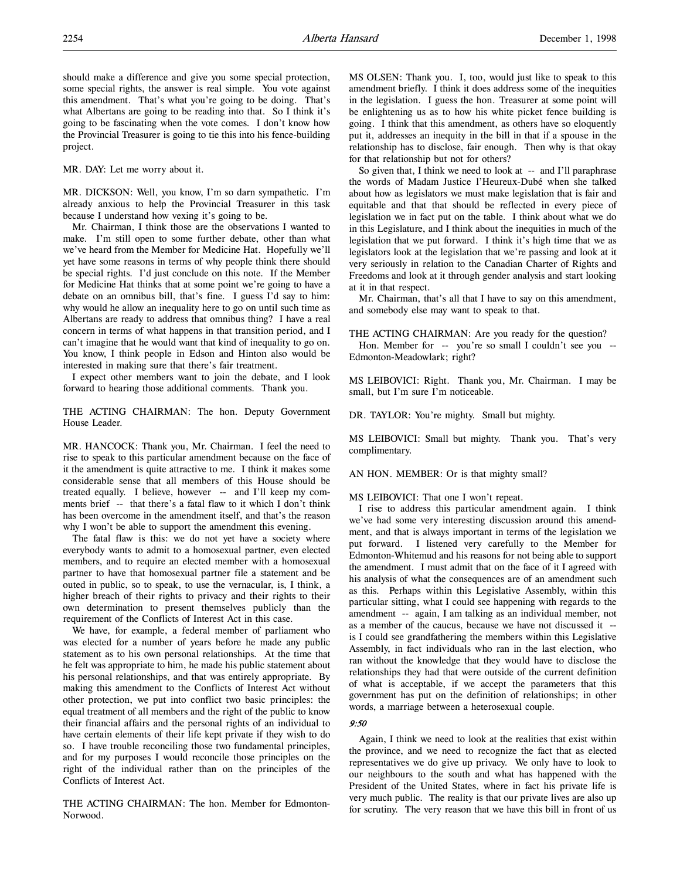should make a difference and give you some special protection, some special rights, the answer is real simple. You vote against this amendment. That's what you're going to be doing. That's what Albertans are going to be reading into that. So I think it's going to be fascinating when the vote comes. I don't know how the Provincial Treasurer is going to tie this into his fence-building project.

MR. DAY: Let me worry about it.

MR. DICKSON: Well, you know, I'm so darn sympathetic. I'm already anxious to help the Provincial Treasurer in this task because I understand how vexing it's going to be.

Mr. Chairman, I think those are the observations I wanted to make. I'm still open to some further debate, other than what we've heard from the Member for Medicine Hat. Hopefully we'll yet have some reasons in terms of why people think there should be special rights. I'd just conclude on this note. If the Member for Medicine Hat thinks that at some point we're going to have a debate on an omnibus bill, that's fine. I guess I'd say to him: why would he allow an inequality here to go on until such time as Albertans are ready to address that omnibus thing? I have a real concern in terms of what happens in that transition period, and I can't imagine that he would want that kind of inequality to go on. You know, I think people in Edson and Hinton also would be interested in making sure that there's fair treatment.

I expect other members want to join the debate, and I look forward to hearing those additional comments. Thank you.

THE ACTING CHAIRMAN: The hon. Deputy Government House Leader.

MR. HANCOCK: Thank you, Mr. Chairman. I feel the need to rise to speak to this particular amendment because on the face of it the amendment is quite attractive to me. I think it makes some considerable sense that all members of this House should be treated equally. I believe, however -- and I'll keep my comments brief -- that there's a fatal flaw to it which I don't think has been overcome in the amendment itself, and that's the reason why I won't be able to support the amendment this evening.

The fatal flaw is this: we do not yet have a society where everybody wants to admit to a homosexual partner, even elected members, and to require an elected member with a homosexual partner to have that homosexual partner file a statement and be outed in public, so to speak, to use the vernacular, is, I think, a higher breach of their rights to privacy and their rights to their own determination to present themselves publicly than the requirement of the Conflicts of Interest Act in this case.

We have, for example, a federal member of parliament who was elected for a number of years before he made any public statement as to his own personal relationships. At the time that he felt was appropriate to him, he made his public statement about his personal relationships, and that was entirely appropriate. By making this amendment to the Conflicts of Interest Act without other protection, we put into conflict two basic principles: the equal treatment of all members and the right of the public to know their financial affairs and the personal rights of an individual to have certain elements of their life kept private if they wish to do so. I have trouble reconciling those two fundamental principles, and for my purposes I would reconcile those principles on the right of the individual rather than on the principles of the Conflicts of Interest Act.

THE ACTING CHAIRMAN: The hon. Member for Edmonton-Norwood.

MS OLSEN: Thank you. I, too, would just like to speak to this amendment briefly. I think it does address some of the inequities in the legislation. I guess the hon. Treasurer at some point will be enlightening us as to how his white picket fence building is going. I think that this amendment, as others have so eloquently put it, addresses an inequity in the bill in that if a spouse in the relationship has to disclose, fair enough. Then why is that okay for that relationship but not for others?

So given that, I think we need to look at -- and I'll paraphrase the words of Madam Justice l'Heureux-Dubé when she talked about how as legislators we must make legislation that is fair and equitable and that that should be reflected in every piece of legislation we in fact put on the table. I think about what we do in this Legislature, and I think about the inequities in much of the legislation that we put forward. I think it's high time that we as legislators look at the legislation that we're passing and look at it very seriously in relation to the Canadian Charter of Rights and Freedoms and look at it through gender analysis and start looking at it in that respect.

Mr. Chairman, that's all that I have to say on this amendment, and somebody else may want to speak to that.

THE ACTING CHAIRMAN: Are you ready for the question?

Hon. Member for -- you're so small I couldn't see you -- Edmonton-Meadowlark; right?

MS LEIBOVICI: Right. Thank you, Mr. Chairman. I may be small, but I'm sure I'm noticeable.

DR. TAYLOR: You're mighty. Small but mighty.

MS LEIBOVICI: Small but mighty. Thank you. That's very complimentary.

AN HON. MEMBER: Or is that mighty small?

MS LEIBOVICI: That one I won't repeat.

I rise to address this particular amendment again. I think we've had some very interesting discussion around this amendment, and that is always important in terms of the legislation we put forward. I listened very carefully to the Member for Edmonton-Whitemud and his reasons for not being able to support the amendment. I must admit that on the face of it I agreed with his analysis of what the consequences are of an amendment such as this. Perhaps within this Legislative Assembly, within this particular sitting, what I could see happening with regards to the amendment -- again, I am talking as an individual member, not as a member of the caucus, because we have not discussed it -- is I could see grandfathering the members within this Legislative Assembly, in fact individuals who ran in the last election, who ran without the knowledge that they would have to disclose the relationships they had that were outside of the current definition of what is acceptable, if we accept the parameters that this government has put on the definition of relationships; in other words, a marriage between a heterosexual couple.

*9:50*

Again, I think we need to look at the realities that exist within the province, and we need to recognize the fact that as elected representatives we do give up privacy. We only have to look to our neighbours to the south and what has happened with the President of the United States, where in fact his private life is very much public. The reality is that our private lives are also up for scrutiny. The very reason that we have this bill in front of us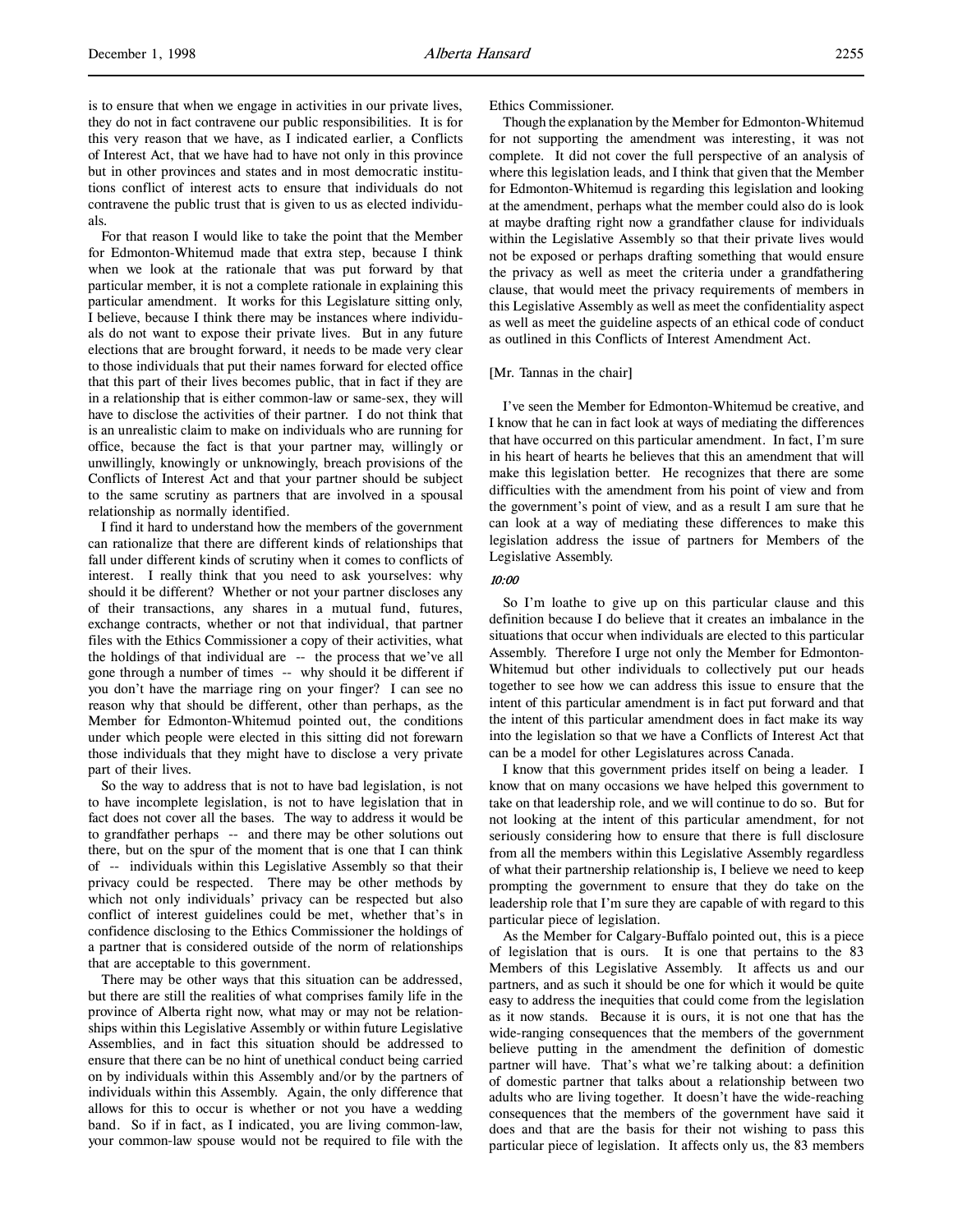is to ensure that when we engage in activities in our private lives, they do not in fact contravene our public responsibilities. It is for this very reason that we have, as I indicated earlier, a Conflicts of Interest Act, that we have had to have not only in this province but in other provinces and states and in most democratic institutions conflict of interest acts to ensure that individuals do not contravene the public trust that is given to us as elected individuals.

For that reason I would like to take the point that the Member for Edmonton-Whitemud made that extra step, because I think when we look at the rationale that was put forward by that particular member, it is not a complete rationale in explaining this particular amendment. It works for this Legislature sitting only, I believe, because I think there may be instances where individuals do not want to expose their private lives. But in any future elections that are brought forward, it needs to be made very clear to those individuals that put their names forward for elected office that this part of their lives becomes public, that in fact if they are in a relationship that is either common-law or same-sex, they will have to disclose the activities of their partner. I do not think that is an unrealistic claim to make on individuals who are running for office, because the fact is that your partner may, willingly or unwillingly, knowingly or unknowingly, breach provisions of the Conflicts of Interest Act and that your partner should be subject to the same scrutiny as partners that are involved in a spousal relationship as normally identified.

I find it hard to understand how the members of the government can rationalize that there are different kinds of relationships that fall under different kinds of scrutiny when it comes to conflicts of interest. I really think that you need to ask yourselves: why should it be different? Whether or not your partner discloses any of their transactions, any shares in a mutual fund, futures, exchange contracts, whether or not that individual, that partner files with the Ethics Commissioner a copy of their activities, what the holdings of that individual are -- the process that we've all gone through a number of times -- why should it be different if you don't have the marriage ring on your finger? I can see no reason why that should be different, other than perhaps, as the Member for Edmonton-Whitemud pointed out, the conditions under which people were elected in this sitting did not forewarn those individuals that they might have to disclose a very private part of their lives.

So the way to address that is not to have bad legislation, is not to have incomplete legislation, is not to have legislation that in fact does not cover all the bases. The way to address it would be to grandfather perhaps -- and there may be other solutions out there, but on the spur of the moment that is one that I can think of -- individuals within this Legislative Assembly so that their privacy could be respected. There may be other methods by which not only individuals' privacy can be respected but also conflict of interest guidelines could be met, whether that's in confidence disclosing to the Ethics Commissioner the holdings of a partner that is considered outside of the norm of relationships that are acceptable to this government.

There may be other ways that this situation can be addressed, but there are still the realities of what comprises family life in the province of Alberta right now, what may or may not be relationships within this Legislative Assembly or within future Legislative Assemblies, and in fact this situation should be addressed to ensure that there can be no hint of unethical conduct being carried on by individuals within this Assembly and/or by the partners of individuals within this Assembly. Again, the only difference that allows for this to occur is whether or not you have a wedding band. So if in fact, as I indicated, you are living common-law, your common-law spouse would not be required to file with the Ethics Commissioner.

Though the explanation by the Member for Edmonton-Whitemud for not supporting the amendment was interesting, it was not complete. It did not cover the full perspective of an analysis of where this legislation leads, and I think that given that the Member for Edmonton-Whitemud is regarding this legislation and looking at the amendment, perhaps what the member could also do is look at maybe drafting right now a grandfather clause for individuals within the Legislative Assembly so that their private lives would not be exposed or perhaps drafting something that would ensure the privacy as well as meet the criteria under a grandfathering clause, that would meet the privacy requirements of members in this Legislative Assembly as well as meet the confidentiality aspect as well as meet the guideline aspects of an ethical code of conduct as outlined in this Conflicts of Interest Amendment Act.

[Mr. Tannas in the chair]

I've seen the Member for Edmonton-Whitemud be creative, and I know that he can in fact look at ways of mediating the differences that have occurred on this particular amendment. In fact, I'm sure in his heart of hearts he believes that this an amendment that will make this legislation better. He recognizes that there are some difficulties with the amendment from his point of view and from the government's point of view, and as a result I am sure that he can look at a way of mediating these differences to make this legislation address the issue of partners for Members of the Legislative Assembly.

*10:00*

So I'm loathe to give up on this particular clause and this definition because I do believe that it creates an imbalance in the situations that occur when individuals are elected to this particular Assembly. Therefore I urge not only the Member for Edmonton-Whitemud but other individuals to collectively put our heads together to see how we can address this issue to ensure that the intent of this particular amendment is in fact put forward and that the intent of this particular amendment does in fact make its way into the legislation so that we have a Conflicts of Interest Act that can be a model for other Legislatures across Canada.

I know that this government prides itself on being a leader. I know that on many occasions we have helped this government to take on that leadership role, and we will continue to do so. But for not looking at the intent of this particular amendment, for not seriously considering how to ensure that there is full disclosure from all the members within this Legislative Assembly regardless of what their partnership relationship is, I believe we need to keep prompting the government to ensure that they do take on the leadership role that I'm sure they are capable of with regard to this particular piece of legislation.

As the Member for Calgary-Buffalo pointed out, this is a piece of legislation that is ours. It is one that pertains to the 83 Members of this Legislative Assembly. It affects us and our partners, and as such it should be one for which it would be quite easy to address the inequities that could come from the legislation as it now stands. Because it is ours, it is not one that has the wide-ranging consequences that the members of the government believe putting in the amendment the definition of domestic partner will have. That's what we're talking about: a definition of domestic partner that talks about a relationship between two adults who are living together. It doesn't have the wide-reaching consequences that the members of the government have said it does and that are the basis for their not wishing to pass this particular piece of legislation. It affects only us, the 83 members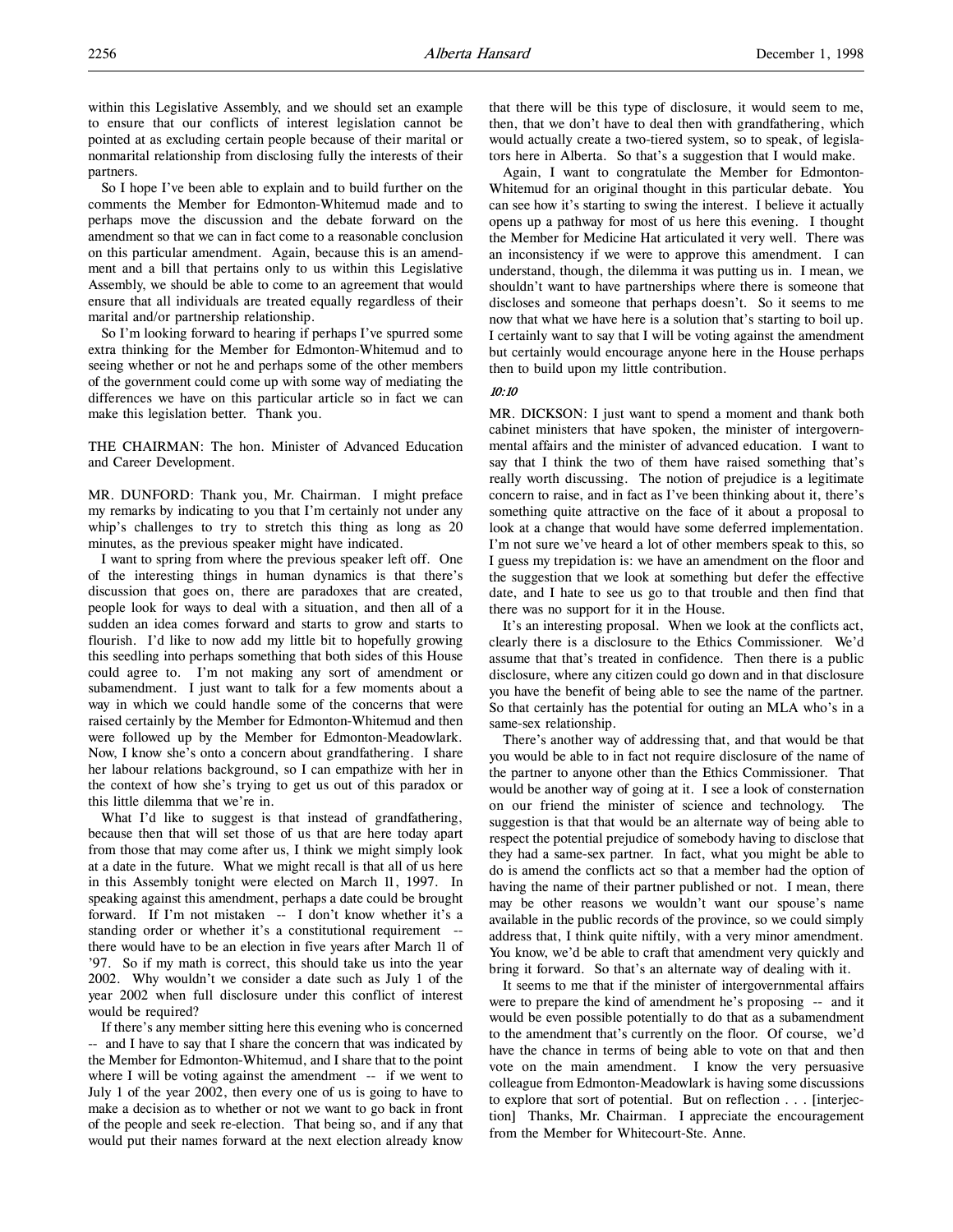within this Legislative Assembly, and we should set an example to ensure that our conflicts of interest legislation cannot be pointed at as excluding certain people because of their marital or nonmarital relationship from disclosing fully the interests of their partners.

So I hope I've been able to explain and to build further on the comments the Member for Edmonton-Whitemud made and to perhaps move the discussion and the debate forward on the amendment so that we can in fact come to a reasonable conclusion on this particular amendment. Again, because this is an amendment and a bill that pertains only to us within this Legislative Assembly, we should be able to come to an agreement that would ensure that all individuals are treated equally regardless of their marital and/or partnership relationship.

So I'm looking forward to hearing if perhaps I've spurred some extra thinking for the Member for Edmonton-Whitemud and to seeing whether or not he and perhaps some of the other members of the government could come up with some way of mediating the differences we have on this particular article so in fact we can make this legislation better. Thank you.

THE CHAIRMAN: The hon. Minister of Advanced Education and Career Development.

MR. DUNFORD: Thank you, Mr. Chairman. I might preface my remarks by indicating to you that I'm certainly not under any whip's challenges to try to stretch this thing as long as 20 minutes, as the previous speaker might have indicated.

I want to spring from where the previous speaker left off. One of the interesting things in human dynamics is that there's discussion that goes on, there are paradoxes that are created, people look for ways to deal with a situation, and then all of a sudden an idea comes forward and starts to grow and starts to flourish. I'd like to now add my little bit to hopefully growing this seedling into perhaps something that both sides of this House could agree to. I'm not making any sort of amendment or subamendment. I just want to talk for a few moments about a way in which we could handle some of the concerns that were raised certainly by the Member for Edmonton-Whitemud and then were followed up by the Member for Edmonton-Meadowlark. Now, I know she's onto a concern about grandfathering. I share her labour relations background, so I can empathize with her in the context of how she's trying to get us out of this paradox or this little dilemma that we're in.

What I'd like to suggest is that instead of grandfathering, because then that will set those of us that are here today apart from those that may come after us, I think we might simply look at a date in the future. What we might recall is that all of us here in this Assembly tonight were elected on March 11, 1997. In speaking against this amendment, perhaps a date could be brought forward. If I'm not mistaken -- I don't know whether it's a standing order or whether it's a constitutional requirement -- there would have to be an election in five years after March 11 of '97. So if my math is correct, this should take us into the year 2002. Why wouldn't we consider a date such as July 1 of the year 2002 when full disclosure under this conflict of interest would be required?

If there's any member sitting here this evening who is concerned -- and I have to say that I share the concern that was indicated by the Member for Edmonton-Whitemud, and I share that to the point where I will be voting against the amendment -- if we went to July 1 of the year 2002, then every one of us is going to have to make a decision as to whether or not we want to go back in front of the people and seek re-election. That being so, and if any that would put their names forward at the next election already know that there will be this type of disclosure, it would seem to me, then, that we don't have to deal then with grandfathering, which would actually create a two-tiered system, so to speak, of legislators here in Alberta. So that's a suggestion that I would make.

Again, I want to congratulate the Member for Edmonton-Whitemud for an original thought in this particular debate. You can see how it's starting to swing the interest. I believe it actually opens up a pathway for most of us here this evening. I thought the Member for Medicine Hat articulated it very well. There was an inconsistency if we were to approve this amendment. I can understand, though, the dilemma it was putting us in. I mean, we shouldn't want to have partnerships where there is someone that discloses and someone that perhaps doesn't. So it seems to me now that what we have here is a solution that's starting to boil up. I certainly want to say that I will be voting against the amendment but certainly would encourage anyone here in the House perhaps then to build upon my little contribution.

*10:10*

MR. DICKSON: I just want to spend a moment and thank both cabinet ministers that have spoken, the minister of intergovernmental affairs and the minister of advanced education. I want to say that I think the two of them have raised something that's really worth discussing. The notion of prejudice is a legitimate concern to raise, and in fact as I've been thinking about it, there's something quite attractive on the face of it about a proposal to look at a change that would have some deferred implementation. I'm not sure we've heard a lot of other members speak to this, so I guess my trepidation is: we have an amendment on the floor and the suggestion that we look at something but defer the effective date, and I hate to see us go to that trouble and then find that there was no support for it in the House.

It's an interesting proposal. When we look at the conflicts act, clearly there is a disclosure to the Ethics Commissioner. We'd assume that that's treated in confidence. Then there is a public disclosure, where any citizen could go down and in that disclosure you have the benefit of being able to see the name of the partner. So that certainly has the potential for outing an MLA who's in a same-sex relationship.

There's another way of addressing that, and that would be that you would be able to in fact not require disclosure of the name of the partner to anyone other than the Ethics Commissioner. That would be another way of going at it. I see a look of consternation on our friend the minister of science and technology. The suggestion is that that would be an alternate way of being able to respect the potential prejudice of somebody having to disclose that they had a same-sex partner. In fact, what you might be able to do is amend the conflicts act so that a member had the option of having the name of their partner published or not. I mean, there may be other reasons we wouldn't want our spouse's name available in the public records of the province, so we could simply address that, I think quite niftily, with a very minor amendment. You know, we'd be able to craft that amendment very quickly and bring it forward. So that's an alternate way of dealing with it.

It seems to me that if the minister of intergovernmental affairs were to prepare the kind of amendment he's proposing -- and it would be even possible potentially to do that as a subamendment to the amendment that's currently on the floor. Of course, we'd have the chance in terms of being able to vote on that and then vote on the main amendment. I know the very persuasive colleague from Edmonton-Meadowlark is having some discussions to explore that sort of potential. But on reflection . . . [interjection] Thanks, Mr. Chairman. I appreciate the encouragement from the Member for Whitecourt-Ste. Anne.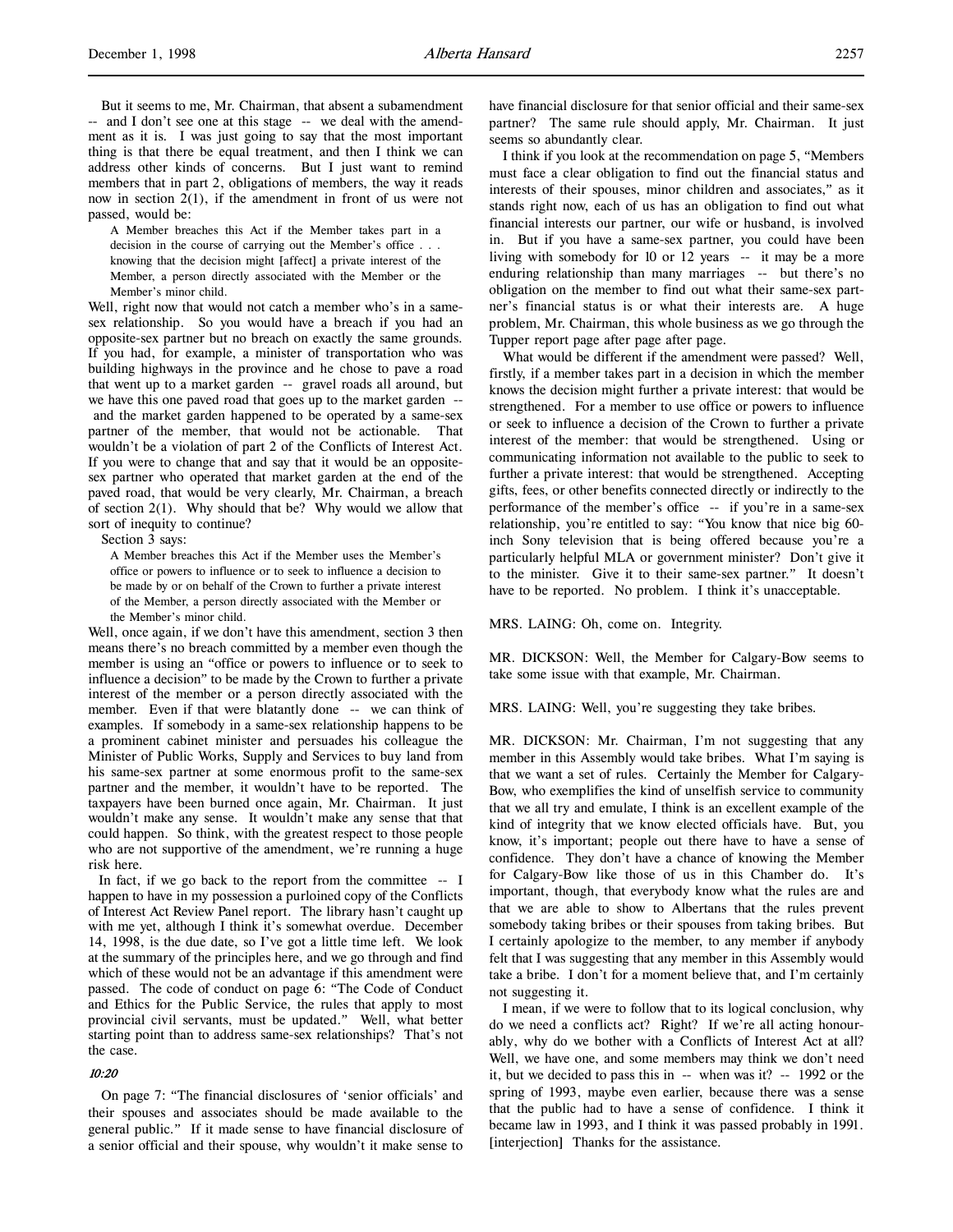But it seems to me, Mr. Chairman, that absent a subamendment -- and I don't see one at this stage -- we deal with the amendment as it is. I was just going to say that the most important thing is that there be equal treatment, and then I think we can address other kinds of concerns. But I just want to remind members that in part 2, obligations of members, the way it reads now in section 2(1), if the amendment in front of us were not passed, would be:

> A Member breaches this Act if the Member takes part in a decision in the course of carrying out the Member's office . . . knowing that the decision might [affect] a private interest of the Member, a person directly associated with the Member or the Member's minor child.

Well, right now that would not catch a member who's in a same-sex relationship. So you would have a breach if you had an opposite-sex partner but no breach on exactly the same grounds. If you had, for example, a minister of transportation who was building highways in the province and he chose to pave a road that went up to a market garden -- gravel roads all around, but we have this one paved road that goes up to the market garden -- and the market garden happened to be operated by a same-sex partner of the member, that would not be actionable. That wouldn't be a violation of part 2 of the Conflicts of Interest Act. If you were to change that and say that it would be an opposite-sex partner who operated that market garden at the end of the paved road, that would be very clearly, Mr. Chairman, a breach of section 2(1). Why should that be? Why would we allow that sort of inequity to continue?

Section 3 says:

> A Member breaches this Act if the Member uses the Member's office or powers to influence or to seek to influence a decision to be made by or on behalf of the Crown to further a private interest of the Member, a person directly associated with the Member or the Member's minor child.

Well, once again, if we don't have this amendment, section 3 then means there's no breach committed by a member even though the member is using an "office or powers to influence or to seek to influence a decision" to be made by the Crown to further a private interest of the member or a person directly associated with the member. Even if that were blatantly done -- we can think of examples. If somebody in a same-sex relationship happens to be a prominent cabinet minister and persuades his colleague the Minister of Public Works, Supply and Services to buy land from his same-sex partner at some enormous profit to the same-sex partner and the member, it wouldn't have to be reported. The taxpayers have been burned once again, Mr. Chairman. It just wouldn't make any sense. It wouldn't make any sense that that could happen. So think, with the greatest respect to those people who are not supportive of the amendment, we're running a huge risk here.

In fact, if we go back to the report from the committee -- I happen to have in my possession a purloined copy of the Conflicts of Interest Act Review Panel report. The library hasn't caught up with me yet, although I think it's somewhat overdue. December 14, 1998, is the due date, so I've got a little time left. We look at the summary of the principles here, and we go through and find which of these would not be an advantage if this amendment were passed. The code of conduct on page 6: "The Code of Conduct and Ethics for the Public Service, the rules that apply to most provincial civil servants, must be updated." Well, what better starting point than to address same-sex relationships? That's not the case.

*10:20*

On page 7: "The financial disclosures of 'senior officials' and their spouses and associates should be made available to the general public." If it made sense to have financial disclosure of a senior official and their spouse, why wouldn't it make sense to have financial disclosure for that senior official and their same-sex partner? The same rule should apply, Mr. Chairman. It just seems so abundantly clear.

I think if you look at the recommendation on page 5, "Members must face a clear obligation to find out the financial status and interests of their spouses, minor children and associates," as it stands right now, each of us has an obligation to find out what financial interests our partner, our wife or husband, is involved in. But if you have a same-sex partner, you could have been living with somebody for 10 or 12 years -- it may be a more enduring relationship than many marriages -- but there's no obligation on the member to find out what their same-sex partner's financial status is or what their interests are. A huge problem, Mr. Chairman, this whole business as we go through the Tupper report page after page after page.

What would be different if the amendment were passed? Well, firstly, if a member takes part in a decision in which the member knows the decision might further a private interest: that would be strengthened. For a member to use office or powers to influence or seek to influence a decision of the Crown to further a private interest of the member: that would be strengthened. Using or communicating information not available to the public to seek to further a private interest: that would be strengthened. Accepting gifts, fees, or other benefits connected directly or indirectly to the performance of the member's office -- if you're in a same-sex relationship, you're entitled to say: "You know that nice big 60-inch Sony television that is being offered because you're a particularly helpful MLA or government minister? Don't give it to the minister. Give it to their same-sex partner." It doesn't have to be reported. No problem. I think it's unacceptable.

MRS. LAING: Oh, come on. Integrity.

MR. DICKSON: Well, the Member for Calgary-Bow seems to take some issue with that example, Mr. Chairman.

MRS. LAING: Well, you're suggesting they take bribes.

MR. DICKSON: Mr. Chairman, I'm not suggesting that any member in this Assembly would take bribes. What I'm saying is that we want a set of rules. Certainly the Member for Calgary-Bow, who exemplifies the kind of unselfish service to community that we all try and emulate, I think is an excellent example of the kind of integrity that we know elected officials have. But, you know, it's important; people out there have to have a sense of confidence. They don't have a chance of knowing the Member for Calgary-Bow like those of us in this Chamber do. It's important, though, that everybody know what the rules are and that we are able to show to Albertans that the rules prevent somebody taking bribes or their spouses from taking bribes. But I certainly apologize to the member, to any member if anybody felt that I was suggesting that any member in this Assembly would take a bribe. I don't for a moment believe that, and I'm certainly not suggesting it.

I mean, if we were to follow that to its logical conclusion, why do we need a conflicts act? Right? If we're all acting honourably, why do we bother with a Conflicts of Interest Act at all? Well, we have one, and some members may think we don't need it, but we decided to pass this in -- when was it? -- 1992 or the spring of 1993, maybe even earlier, because there was a sense that the public had to have a sense of confidence. I think it became law in 1993, and I think it was passed probably in 1991. [interjection] Thanks for the assistance.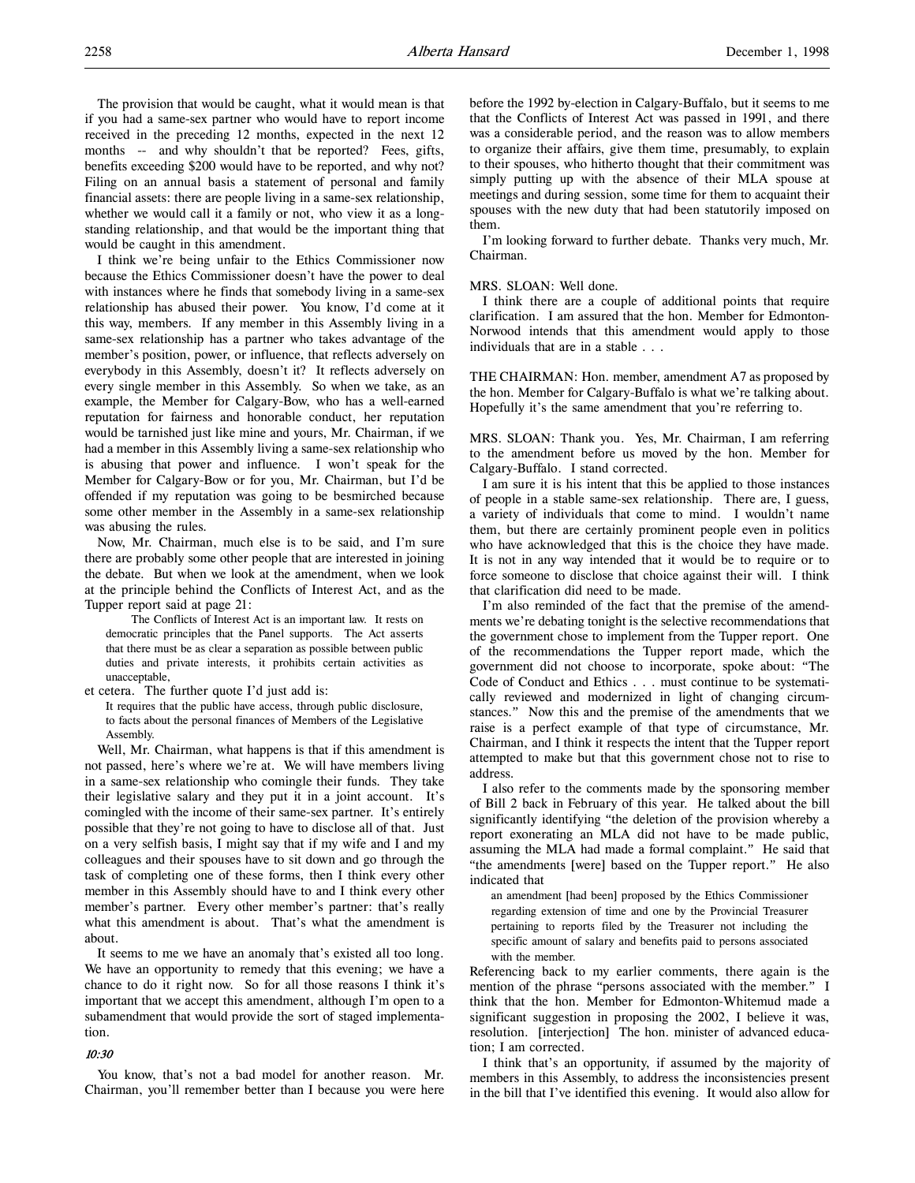The provision that would be caught, what it would mean is that if you had a same-sex partner who would have to report income received in the preceding 12 months, expected in the next 12 months -- and why shouldn't that be reported? Fees, gifts, benefits exceeding $200 would have to be reported, and why not? Filing on an annual basis a statement of personal and family financial assets: there are people living in a same-sex relationship, whether we would call it a family or not, who view it as a longstanding relationship, and that would be the important thing that would be caught in this amendment.

I think we're being unfair to the Ethics Commissioner now because the Ethics Commissioner doesn't have the power to deal with instances where he finds that somebody living in a same-sex relationship has abused their power. You know, I'd come at it this way, members. If any member in this Assembly living in a same-sex relationship has a partner who takes advantage of the member's position, power, or influence, that reflects adversely on everybody in this Assembly, doesn't it? It reflects adversely on every single member in this Assembly. So when we take, as an example, the Member for Calgary-Bow, who has a well-earned reputation for fairness and honorable conduct, her reputation would be tarnished just like mine and yours, Mr. Chairman, if we had a member in this Assembly living in a same-sex relationship who is abusing that power and influence. I won't speak for the Member for Calgary-Bow or for you, Mr. Chairman, but I'd be offended if my reputation was going to be besmirched because some other member in the Assembly in a same-sex relationship was abusing the rules.

Now, Mr. Chairman, much else is to be said, and I'm sure there are probably some other people that are interested in joining the debate. But when we look at the amendment, when we look at the principle behind the Conflicts of Interest Act, and as the Tupper report said at page 21:

> The Conflicts of Interest Act is an important law. It rests on democratic principles that the Panel supports. The Act asserts that there must be as clear a separation as possible between public duties and private interests, it prohibits certain activities as unacceptable,

et cetera. The further quote I'd just add is:

> It requires that the public have access, through public disclosure, to facts about the personal finances of Members of the Legislative Assembly.

Well, Mr. Chairman, what happens is that if this amendment is not passed, here's where we're at. We will have members living in a same-sex legislative relationship who comingle their funds. They take their legislative salary and they put it in a joint account. It's comingled with the income of their same-sex partner. It's entirely possible that they're not going to have to disclose all of that. Just on a very selfish basis, I might say that if my wife and I and my colleagues and their spouses have to sit down and go through the task of completing one of these forms, then I think every other member in this Assembly should have to and I think every other member's partner. Every other member's partner: that's really what this amendment is about. That's what the amendment is about.

It seems to me we have an anomaly that's existed all too long. We have an opportunity to remedy that this evening; we have a chance to do it right now. So for all those reasons I think it's important that we accept this amendment, although I'm open to a subamendment that would provide the sort of staged implementation.

*10:30*

You know, that's not a bad model for another reason. Mr. Chairman, you'll remember better than I because you were here before the 1992 by-election in Calgary-Buffalo, but it seems to me that the Conflicts of Interest Act was passed in 1991, and there was a considerable period, and the reason was to allow members to organize their affairs, give them time, presumably, to explain to their spouses, who hitherto thought that their commitment was simply putting up with the absence of their MLA spouse at meetings and during session, some time for them to acquaint their spouses with the new duty that had been statutorily imposed on them.

I'm looking forward to further debate. Thanks very much, Mr. Chairman.

MRS. SLOAN: Well done.

I think there are a couple of additional points that require clarification. I am assured that the hon. Member for Edmonton-Norwood intends that this amendment would apply to those individuals that are in a stable . . .

THE CHAIRMAN: Hon. member, amendment A7 as proposed by the hon. Member for Calgary-Buffalo is what we're talking about. Hopefully it's the same amendment that you're referring to.

MRS. SLOAN: Thank you. Yes, Mr. Chairman, I am referring to the amendment before us moved by the hon. Member for Calgary-Buffalo. I stand corrected.

I am sure it is his intent that this be applied to those instances of people in a stable same-sex relationship. There are, I guess, a variety of individuals that come to mind. I wouldn't name them, but there are certainly prominent people even in politics who have acknowledged that this is the choice they have made. It is not in any way intended that it would be to require or to force someone to disclose that choice against their will. I think that clarification did need to be made.

I'm also reminded of the fact that the premise of the amendments we're debating tonight is the selective recommendations that the government chose to implement from the Tupper report. One of the recommendations the Tupper report made, which the government did not choose to incorporate, spoke about: "The Code of Conduct and Ethics . . . must continue to be systematically reviewed and modernized in light of changing circumstances." Now this and the premise of the amendments that we raise is a perfect example of that type of circumstance, Mr. Chairman, and I think it respects the intent that the Tupper report attempted to make but that this government chose not to rise to address.

I also refer to the comments made by the sponsoring member of Bill 2 back in February of this year. He talked about the bill significantly identifying "the deletion of the provision whereby a report exonerating an MLA did not have to be made public, assuming the MLA had made a formal complaint." He said that "the amendments [were] based on the Tupper report." He also indicated that

> an amendment [had been] proposed by the Ethics Commissioner regarding extension of time and one by the Provincial Treasurer pertaining to reports filed by the Treasurer not including the specific amount of salary and benefits paid to persons associated with the member.

Referencing back to my earlier comments, there again is the mention of the phrase "persons associated with the member." I think that the hon. Member for Edmonton-Whitemud made a significant suggestion in proposing the 2002, I believe it was, resolution. [interjection] The hon. minister of advanced education; I am corrected.

I think that's an opportunity, if assumed by the majority of members in this Assembly, to address the inconsistencies present in the bill that I've identified this evening. It would also allow for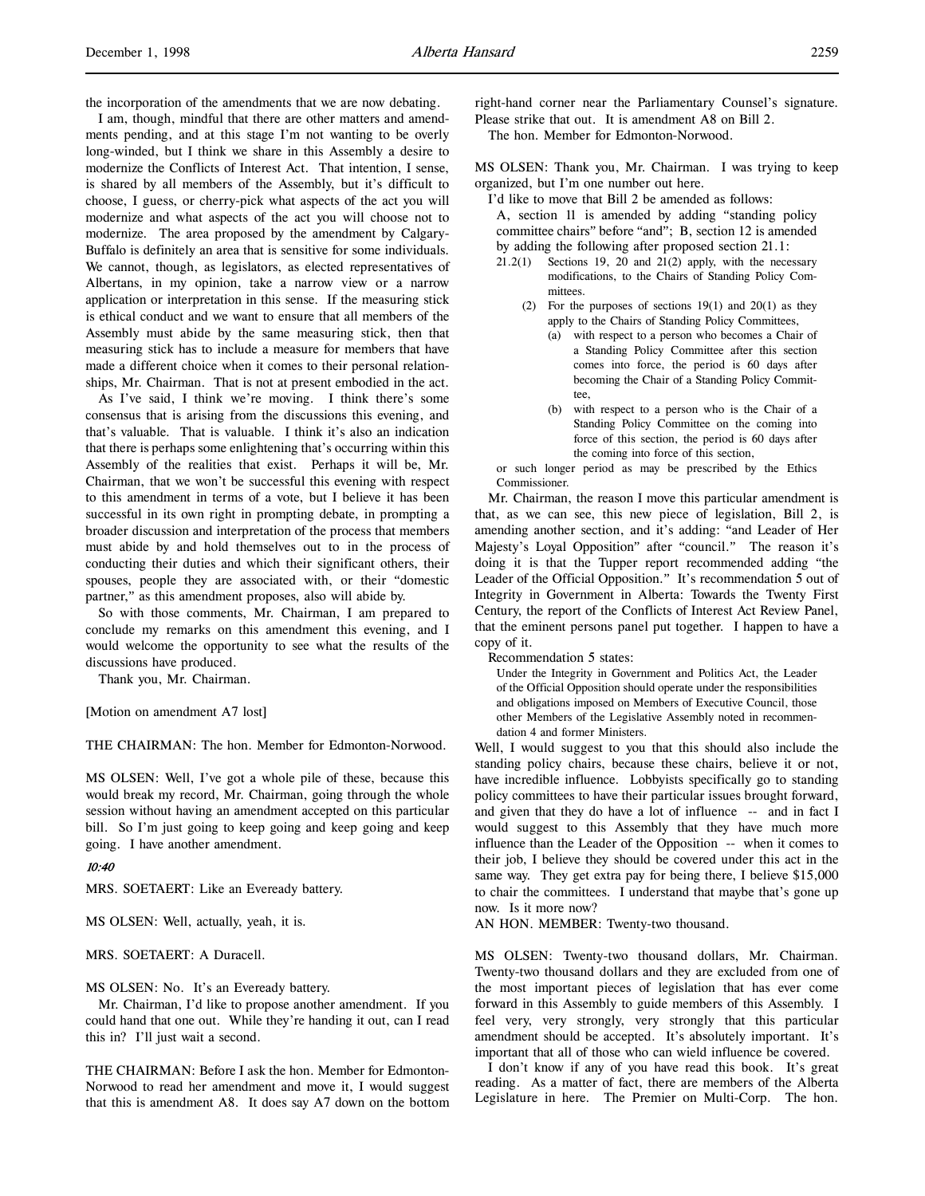the incorporation of the amendments that we are now debating.

I am, though, mindful that there are other matters and amendments pending, and at this stage I'm not wanting to be overly long-winded, but I think we share in this Assembly a desire to modernize the Conflicts of Interest Act. That intention, I sense, is shared by all members of the Assembly, but it's difficult to choose, I guess, or cherry-pick what aspects of the act you will modernize and what aspects of the act you will choose not to modernize. The area proposed by the amendment by Calgary-Buffalo is definitely an area that is sensitive for some individuals. We cannot, though, as legislators, as elected representatives of Albertans, in my opinion, take a narrow view or a narrow application or interpretation in this sense. If the measuring stick is ethical conduct and we want to ensure that all members of the Assembly must abide by the same measuring stick, then that measuring stick has to include a measure for members that have made a different choice when it comes to their personal relationships, Mr. Chairman. That is not at present embodied in the act.

As I've said, I think we're moving. I think there's some consensus that is arising from the discussions this evening, and that's valuable. That is valuable. I think it's also an indication that there is perhaps some enlightening that's occurring within this Assembly of the realities that exist. Perhaps it will be, Mr. Chairman, that we won't be successful this evening with respect to this amendment in terms of a vote, but I believe it has been successful in its own right in prompting debate, in prompting a broader discussion and interpretation of the process that members must abide by and hold themselves out to in the process of conducting their duties and which their significant others, their spouses, people they are associated with, or their "domestic partner," as this amendment proposes, also will abide by.

So with those comments, Mr. Chairman, I am prepared to conclude my remarks on this amendment this evening, and I would welcome the opportunity to see what the results of the discussions have produced.

Thank you, Mr. Chairman.

[Motion on amendment A7 lost]

THE CHAIRMAN: The hon. Member for Edmonton-Norwood.

MS OLSEN: Well, I've got a whole pile of these, because this would break my record, Mr. Chairman, going through the whole session without having an amendment accepted on this particular bill. So I'm just going to keep going and keep going and keep going. I have another amendment.

*10:40*

MRS. SOETAERT: Like an Eveready battery.

MS OLSEN: Well, actually, yeah, it is.

MRS. SOETAERT: A Duracell.

MS OLSEN: No. It's an Eveready battery.

Mr. Chairman, I'd like to propose another amendment. If you could hand that one out. While they're handing it out, can I read this in? I'll just wait a second.

THE CHAIRMAN: Before I ask the hon. Member for Edmonton-Norwood to read her amendment and move it, I would suggest that this is amendment A8. It does say A7 down on the bottom right-hand corner near the Parliamentary Counsel's signature. Please strike that out. It is amendment A8 on Bill 2.

The hon. Member for Edmonton-Norwood.

MS OLSEN: Thank you, Mr. Chairman. I was trying to keep organized, but I'm one number out here.

I'd like to move that Bill 2 be amended as follows:

> A, section 11 is amended by adding "standing policy committee chairs" before "and"; B, section 12 is amended by adding the following after proposed section 21.1:
>
> 21.2(1) Sections 19, 20 and 21(2) apply, with the necessary modifications, to the Chairs of Standing Policy Committees.
>
> (2) For the purposes of sections 19(1) and 20(1) as they apply to the Chairs of Standing Policy Committees,
>
> (a) with respect to a person who becomes a Chair of a Standing Policy Committee after this section comes into force, the period is 60 days after becoming the Chair of a Standing Policy Committee,
>
> (b) with respect to a person who is the Chair of a Standing Policy Committee on the coming into force of this section, the period is 60 days after the coming into force of this section,
>
> or such longer period as may be prescribed by the Ethics Commissioner.

Mr. Chairman, the reason I move this particular amendment is that, as we can see, this new piece of legislation, Bill 2, is amending another section, and it's adding: "and Leader of Her Majesty's Loyal Opposition" after "council." The reason it's doing it is that the Tupper report recommended adding "the Leader of the Official Opposition." It's recommendation 5 out of Integrity in Government in Alberta: Towards the Twenty First Century, the report of the Conflicts of Interest Act Review Panel, that the eminent persons panel put together. I happen to have a copy of it.

Recommendation 5 states:

> Under the Integrity in Government and Politics Act, the Leader of the Official Opposition should operate under the responsibilities and obligations imposed on Members of Executive Council, those other Members of the Legislative Assembly noted in recommendation 4 and former Ministers.

Well, I would suggest to you that this should also include the standing policy chairs, because these chairs, believe it or not, have incredible influence. Lobbyists specifically go to standing policy committees to have their particular issues brought forward, and given that they do have a lot of influence -- and in fact I would suggest to this Assembly that they have much more influence than the Leader of the Opposition -- when it comes to their job, I believe they should be covered under this act in the same way. They get extra pay for being there, I believe $15,000 to chair the committees. I understand that maybe that's gone up now. Is it more now?

AN HON. MEMBER: Twenty-two thousand.

MS OLSEN: Twenty-two thousand dollars, Mr. Chairman. Twenty-two thousand dollars and they are excluded from one of the most important pieces of legislation that has ever come forward in this Assembly to guide members of this Assembly. I feel very, very strongly, very strongly that this particular amendment should be accepted. It's absolutely important. It's important that all of those who can wield influence be covered.

I don't know if any of you have read this book. It's great reading. As a matter of fact, there are members of the Alberta Legislature in here. The Premier on Multi-Corp. The hon.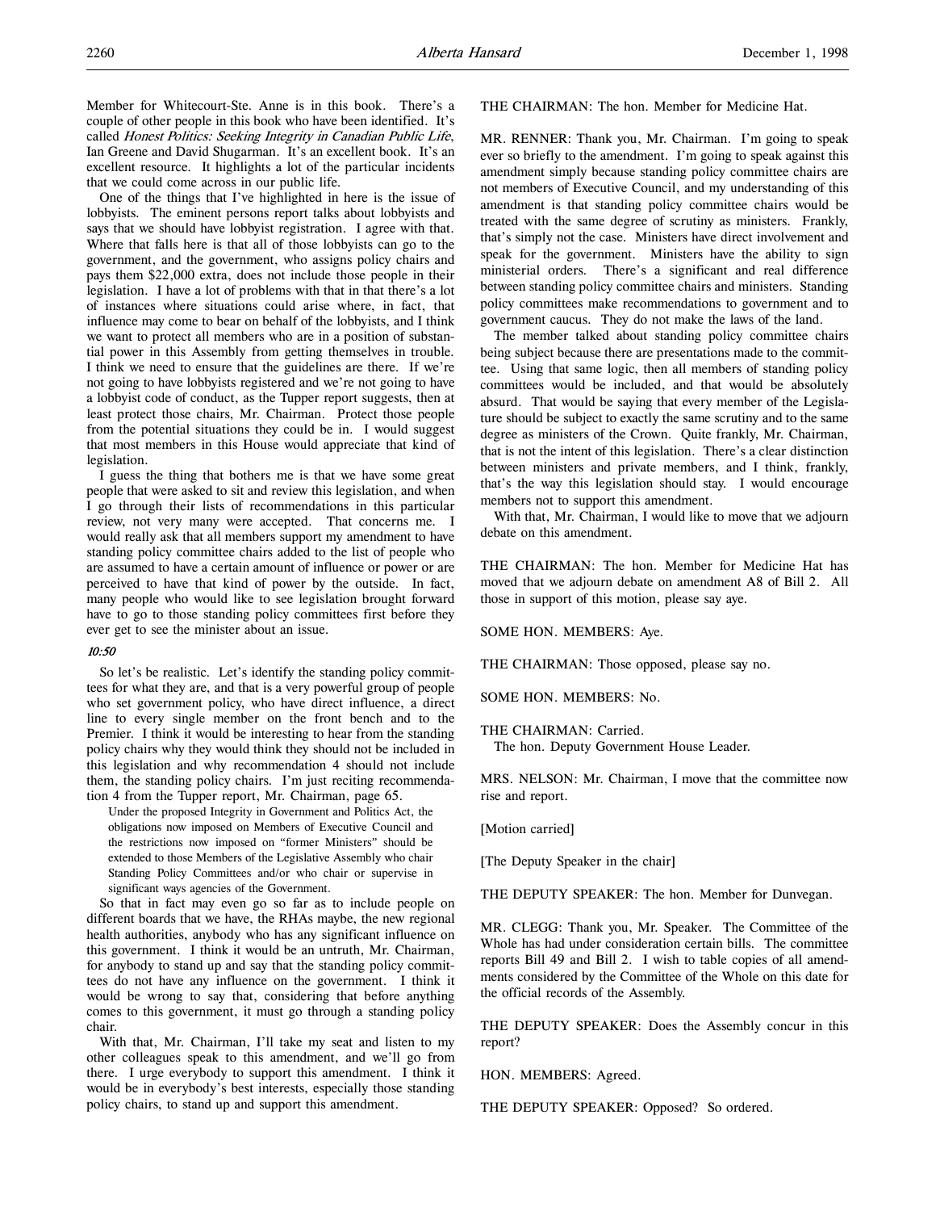Member for Whitecourt-Ste. Anne is in this book. There's a couple of other people in this book who have been identified. It's called *Honest Politics: Seeking Integrity in Canadian Public Life*, Ian Greene and David Shugarman. It's an excellent book. It's an excellent resource. It highlights a lot of the particular incidents that we could come across in our public life.

One of the things that I've highlighted in here is the issue of lobbyists. The eminent persons report talks about lobbyists and says that we should have lobbyist registration. I agree with that. Where that falls here is that all of those lobbyists can go to the government, and the government, who assigns policy chairs and pays them $22,000 extra, does not include those people in their legislation. I have a lot of problems with that in that there's a lot of instances where situations could arise where, in fact, that influence may come to bear on behalf of the lobbyists, and I think we want to protect all members who are in a position of substantial power in this Assembly from getting themselves in trouble. I think we need to ensure that the guidelines are there. If we're not going to have lobbyists registered and we're not going to have a lobbyist code of conduct, as the Tupper report suggests, then at least protect those chairs, Mr. Chairman. Protect those people from the potential situations they could be in. I would suggest that most members in this House would appreciate that kind of legislation.

I guess the thing that bothers me is that we have some great people that were asked to sit and review this legislation, and when I go through their lists of recommendations in this particular review, not very many were accepted. That concerns me. I would really ask that all members support my amendment to have standing policy committee chairs added to the list of people who are assumed to have a certain amount of influence or power or are perceived to have that kind of power by the outside. In fact, many people who would like to see legislation brought forward have to go to those standing policy committees first before they ever get to see the minister about an issue.

*10:50*

So let's be realistic. Let's identify the standing policy committees for what they are, and that is a very powerful group of people who set government policy, who have direct influence, a direct line to every single member on the front bench and to the Premier. I think it would be interesting to hear from the standing policy chairs why they would think they should not be included in this legislation and why recommendation 4 should not include them, the standing policy chairs. I'm just reciting recommendation 4 from the Tupper report, Mr. Chairman, page 65.

> Under the proposed Integrity in Government and Politics Act, the obligations now imposed on Members of Executive Council and the restrictions now imposed on "former Ministers" should be extended to those Members of the Legislative Assembly who chair Standing Policy Committees and/or who chair or supervise in significant ways agencies of the Government.

So that in fact may even go so far as to include people on different boards that we have, the RHAs maybe, the new regional health authorities, anybody who has any significant influence on this government. I think it would be an untruth, Mr. Chairman, for anybody to stand up and say that the standing policy committees do not have any influence on the government. I think it would be wrong to say that, considering that before anything comes to this government, it must go through a standing policy chair.

With that, Mr. Chairman, I'll take my seat and listen to my other colleagues speak to this amendment, and we'll go from there. I urge everybody to support this amendment. I think it would be in everybody's best interests, especially those standing policy chairs, to stand up and support this amendment.

THE CHAIRMAN: The hon. Member for Medicine Hat.

MR. RENNER: Thank you, Mr. Chairman. I'm going to speak ever so briefly to the amendment. I'm going to speak against this amendment simply because standing policy committee chairs are not members of Executive Council, and my understanding of this amendment is that standing policy committee chairs would be treated with the same degree of scrutiny as ministers. Frankly, that's simply not the case. Ministers have direct involvement and speak for the government. Ministers have the ability to sign ministerial orders. There's a significant and real difference between standing policy committee chairs and ministers. Standing policy committees make recommendations to government and to government caucus. They do not make the laws of the land.

The member talked about standing policy committee chairs being subject because there are presentations made to the committee. Using that same logic, then all members of standing policy committees would be included, and that would be absolutely absurd. That would be saying that every member of the Legislature should be subject to exactly the same scrutiny and to the same degree as ministers of the Crown. Quite frankly, Mr. Chairman, that is not the intent of this legislation. There's a clear distinction between ministers and private members, and I think, frankly, that's the way this legislation should stay. I would encourage members not to support this amendment.

With that, Mr. Chairman, I would like to move that we adjourn debate on this amendment.

THE CHAIRMAN: The hon. Member for Medicine Hat has moved that we adjourn debate on amendment A8 of Bill 2. All those in support of this motion, please say aye.

SOME HON. MEMBERS: Aye.

THE CHAIRMAN: Those opposed, please say no.

SOME HON. MEMBERS: No.

THE CHAIRMAN: Carried.
The hon. Deputy Government House Leader.

MRS. NELSON: Mr. Chairman, I move that the committee now rise and report.

[Motion carried]

[The Deputy Speaker in the chair]

THE DEPUTY SPEAKER: The hon. Member for Dunvegan.

MR. CLEGG: Thank you, Mr. Speaker. The Committee of the Whole has had under consideration certain bills. The committee reports Bill 49 and Bill 2. I wish to table copies of all amendments considered by the Committee of the Whole on this date for the official records of the Assembly.

THE DEPUTY SPEAKER: Does the Assembly concur in this report?

HON. MEMBERS: Agreed.

THE DEPUTY SPEAKER: Opposed? So ordered.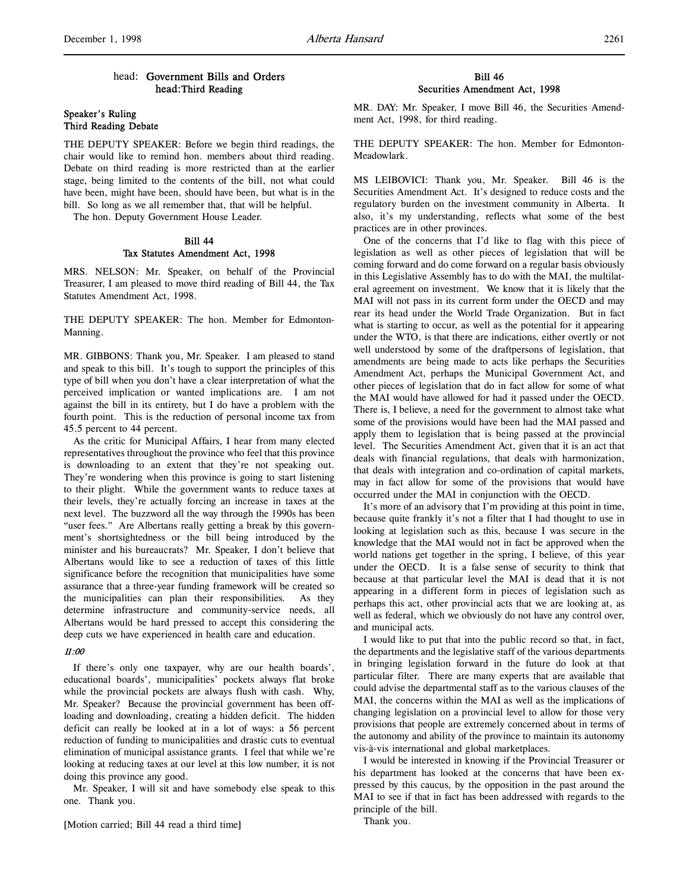head: **Government Bills and Orders**
head: **Third Reading**

### Speaker's Ruling
### Third Reading Debate

THE DEPUTY SPEAKER: Before we begin third readings, the chair would like to remind hon. members about third reading. Debate on third reading is more restricted than at the earlier stage, being limited to the contents of the bill, not what could have been, might have been, should have been, but what is in the bill. So long as we all remember that, that will be helpful.

The hon. Deputy Government House Leader.

### Bill 44
### Tax Statutes Amendment Act, 1998

MRS. NELSON: Mr. Speaker, on behalf of the Provincial Treasurer, I am pleased to move third reading of Bill 44, the Tax Statutes Amendment Act, 1998.

THE DEPUTY SPEAKER: The hon. Member for Edmonton-Manning.

MR. GIBBONS: Thank you, Mr. Speaker. I am pleased to stand and speak to this bill. It's tough to support the principles of this type of bill when you don't have a clear interpretation of what the perceived implication or wanted implications are. I am not against the bill in its entirety, but I do have a problem with the fourth point. This is the reduction of personal income tax from 45.5 percent to 44 percent.

As the critic for Municipal Affairs, I hear from many elected representatives throughout the province who feel that this province is downloading to an extent that they're not speaking out. They're wondering when this province is going to start listening to their plight. While the government wants to reduce taxes at their levels, they're actually forcing an increase in taxes at the next level. The buzzword all the way through the 1990s has been "user fees." Are Albertans really getting a break by this government's shortsightedness or the bill being introduced by the minister and his bureaucrats? Mr. Speaker, I don't believe that Albertans would like to see a reduction of taxes of this little significance before the recognition that municipalities have some assurance that a three-year funding framework will be created so the municipalities can plan their responsibilities. As they determine infrastructure and community-service needs, all Albertans would be hard pressed to accept this considering the deep cuts we have experienced in health care and education.

*11:00*

If there's only one taxpayer, why are our health boards', educational boards', municipalities' pockets always flat broke while the provincial pockets are always flush with cash. Why, Mr. Speaker? Because the provincial government has been off-loading and downloading, creating a hidden deficit. The hidden deficit can really be looked at in a lot of ways: a 56 percent reduction of funding to municipalities and drastic cuts to eventual elimination of municipal assistance grants. I feel that while we're looking at reducing taxes at our level at this low number, it is not doing this province any good.

Mr. Speaker, I will sit and have somebody else speak to this one. Thank you.

[Motion carried; Bill 44 read a third time]

### Bill 46
### Securities Amendment Act, 1998

MR. DAY: Mr. Speaker, I move Bill 46, the Securities Amendment Act, 1998, for third reading.

THE DEPUTY SPEAKER: The hon. Member for Edmonton-Meadowlark.

MS LEIBOVICI: Thank you, Mr. Speaker. Bill 46 is the Securities Amendment Act. It's designed to reduce costs and the regulatory burden on the investment community in Alberta. It also, it's my understanding, reflects what some of the best practices are in other provinces.

One of the concerns that I'd like to flag with this piece of legislation as well as other pieces of legislation that will be coming forward and do come forward on a regular basis obviously in this Legislative Assembly has to do with the MAI, the multilateral agreement on investment. We know that it is likely that the MAI will not pass in its current form under the OECD and may rear its head under the World Trade Organization. But in fact what is starting to occur, as well as the potential for it appearing under the WTO, is that there are indications, either overtly or not well understood by some of the draftpersons of legislation, that amendments are being made to acts like perhaps the Securities Amendment Act, perhaps the Municipal Government Act, and other pieces of legislation that do in fact allow for some of what the MAI would have allowed for had it passed under the OECD. There is, I believe, a need for the government to almost take what some of the provisions would have been had the MAI passed and apply them to legislation that is being passed at the provincial level. The Securities Amendment Act, given that it is an act that deals with financial regulations, that deals with harmonization, that deals with integration and co-ordination of capital markets, may in fact allow for some of the provisions that would have occurred under the MAI in conjunction with the OECD.

It's more of an advisory that I'm providing at this point in time, because quite frankly it's not a filter that I had thought to use in looking at legislation such as this, because I was secure in the knowledge that the MAI would not in fact be approved when the world nations get together in the spring, I believe, of this year under the OECD. It is a false sense of security to think that because at that particular level the MAI is dead that it is not appearing in a different form in pieces of legislation such as perhaps this act, other provincial acts that we are looking at, as well as federal, which we obviously do not have any control over, and municipal acts.

I would like to put that into the public record so that, in fact, the departments and the legislative staff of the various departments in bringing legislation forward in the future do look at that particular filter. There are many experts that are available that could advise the departmental staff as to the various clauses of the MAI, the concerns within the MAI as well as the implications of changing legislation on a provincial level to allow for those very provisions that people are extremely concerned about in terms of the autonomy and ability of the province to maintain its autonomy vis-à-vis international and global marketplaces.

I would be interested in knowing if the Provincial Treasurer or his department has looked at the concerns that have been expressed by this caucus, by the opposition in the past around the MAI to see if that in fact has been addressed with regards to the principle of the bill.

Thank you.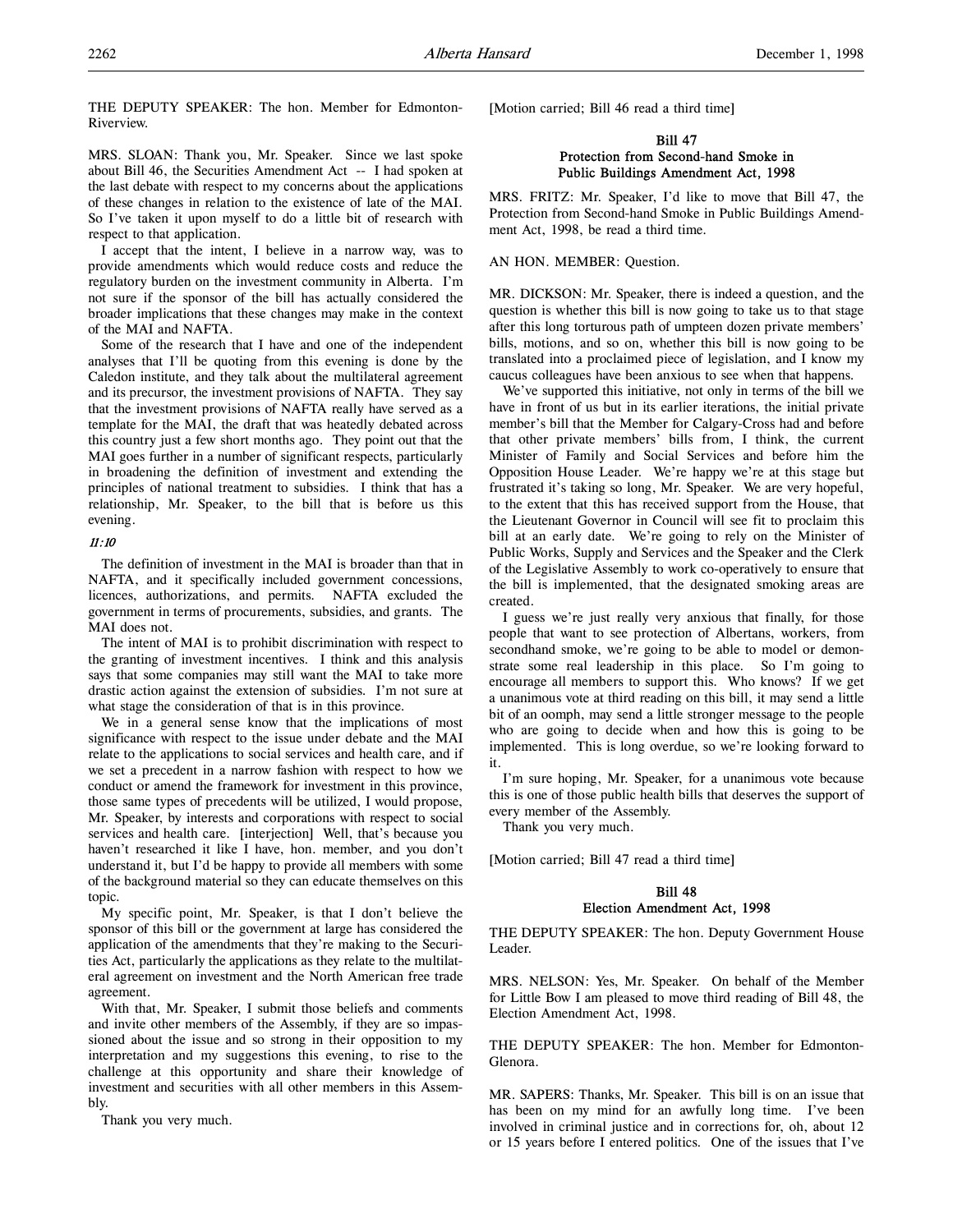THE DEPUTY SPEAKER: The hon. Member for Edmonton-Riverview.

MRS. SLOAN: Thank you, Mr. Speaker. Since we last spoke about Bill 46, the Securities Amendment Act -- I had spoken at the last debate with respect to my concerns about the applications of these changes in relation to the existence of late of the MAI. So I've taken it upon myself to do a little bit of research with respect to that application.

I accept that the intent, I believe in a narrow way, was to provide amendments which would reduce costs and reduce the regulatory burden on the investment community in Alberta. I'm not sure if the sponsor of the bill has actually considered the broader implications that these changes may make in the context of the MAI and NAFTA.

Some of the research that I have and one of the independent analyses that I'll be quoting from this evening is done by the Caledon institute, and they talk about the multilateral agreement and its precursor, the investment provisions of NAFTA. They say that the investment provisions of NAFTA really have served as a template for the MAI, the draft that was heatedly debated across this country just a few short months ago. They point out that the MAI goes further in a number of significant respects, particularly in broadening the definition of investment and extending the principles of national treatment to subsidies. I think that has a relationship, Mr. Speaker, to the bill that is before us this evening.

*11:10*

The definition of investment in the MAI is broader than that in NAFTA, and it specifically included government concessions, licences, authorizations, and permits. NAFTA excluded the government in terms of procurements, subsidies, and grants. The MAI does not.

The intent of MAI is to prohibit discrimination with respect to the granting of investment incentives. I think and this analysis says that some companies may still want the MAI to take more drastic action against the extension of subsidies. I'm not sure at what stage the consideration of that is in this province.

We in a general sense know that the implications of most significance with respect to the issue under debate and the MAI relate to the applications to social services and health care, and if we set a precedent in a narrow fashion with respect to how we conduct or amend the framework for investment in this province, those same types of precedents will be utilized, I would propose, Mr. Speaker, by interests and corporations with respect to social services and health care. [interjection] Well, that's because you haven't researched it like I have, hon. member, and you don't understand it, but I'd be happy to provide all members with some of the background material so they can educate themselves on this topic.

My specific point, Mr. Speaker, is that I don't believe the sponsor of this bill or the government at large has considered the application of the amendments that they're making to the Securities Act, particularly the applications as they relate to the multilateral agreement on investment and the North American free trade agreement.

With that, Mr. Speaker, I submit those beliefs and comments and invite other members of the Assembly, if they are so impassioned about the issue and so strong in their opposition to my interpretation and my suggestions this evening, to rise to the challenge at this opportunity and share their knowledge of investment and securities with all other members in this Assembly.

Thank you very much.

[Motion carried; Bill 46 read a third time]

## Bill 47
## Protection from Second-hand Smoke in Public Buildings Amendment Act, 1998

MRS. FRITZ: Mr. Speaker, I'd like to move that Bill 47, the Protection from Second-hand Smoke in Public Buildings Amendment Act, 1998, be read a third time.

AN HON. MEMBER: Question.

MR. DICKSON: Mr. Speaker, there is indeed a question, and the question is whether this bill is now going to take us to that stage after this long torturous path of umpteen dozen private members' bills, motions, and so on, whether this bill is now going to be translated into a proclaimed piece of legislation, and I know my caucus colleagues have been anxious to see when that happens.

We've supported this initiative, not only in terms of the bill we have in front of us but in its earlier iterations, the initial private member's bill that the Member for Calgary-Cross had and before that other private members' bills from, I think, the current Minister of Family and Social Services and before him the Opposition House Leader. We're happy we're at this stage but frustrated it's taking so long, Mr. Speaker. We are very hopeful, to the extent that this has received support from the House, that the Lieutenant Governor in Council will see fit to proclaim this bill at an early date. We're going to rely on the Minister of Public Works, Supply and Services and the Speaker and the Clerk of the Legislative Assembly to work co-operatively to ensure that the bill is implemented, that the designated smoking areas are created.

I guess we're just really very anxious that finally, for those people that want to see protection of Albertans, workers, from secondhand smoke, we're going to be able to model or demonstrate some real leadership in this place. So I'm going to encourage all members to support this. Who knows? If we get a unanimous vote at third reading on this bill, it may send a little bit of an oomph, may send a little stronger message to the people who are going to decide when and how this is going to be implemented. This is long overdue, so we're looking forward to it.

I'm sure hoping, Mr. Speaker, for a unanimous vote because this is one of those public health bills that deserves the support of every member of the Assembly.

Thank you very much.

[Motion carried; Bill 47 read a third time]

## Bill 48
## Election Amendment Act, 1998

THE DEPUTY SPEAKER: The hon. Deputy Government House Leader.

MRS. NELSON: Yes, Mr. Speaker. On behalf of the Member for Little Bow I am pleased to move third reading of Bill 48, the Election Amendment Act, 1998.

THE DEPUTY SPEAKER: The hon. Member for Edmonton-Glenora.

MR. SAPERS: Thanks, Mr. Speaker. This bill is on an issue that has been on my mind for an awfully long time. I've been involved in criminal justice and in corrections for, oh, about 12 or 15 years before I entered politics. One of the issues that I've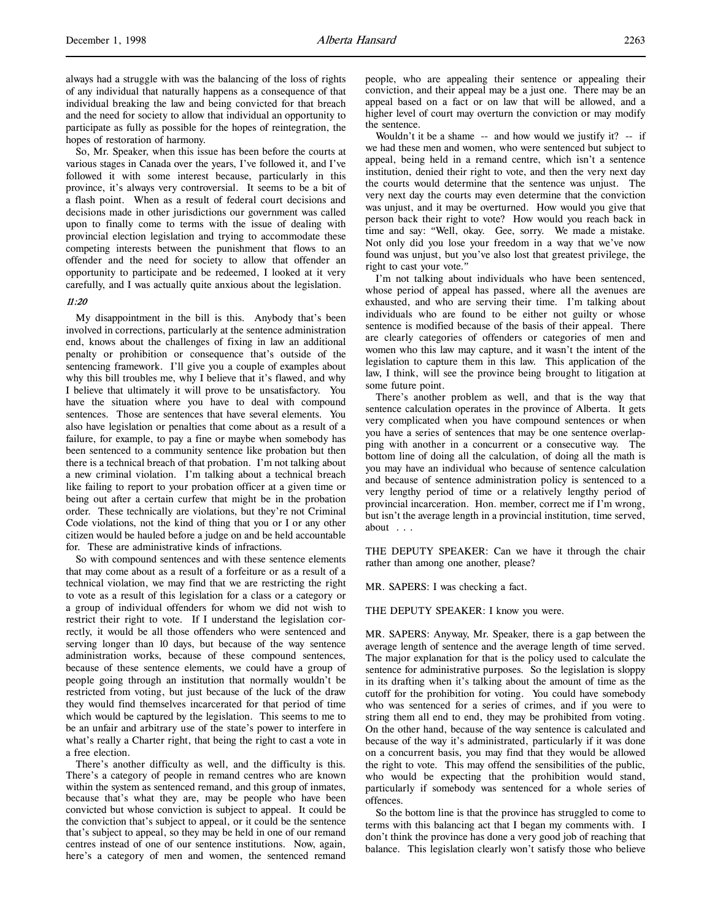always had a struggle with was the balancing of the loss of rights of any individual that naturally happens as a consequence of that individual breaking the law and being convicted for that breach and the need for society to allow that individual an opportunity to participate as fully as possible for the hopes of reintegration, the hopes of restoration of harmony.

So, Mr. Speaker, when this issue has been before the courts at various stages in Canada over the years, I've followed it, and I've followed it with some interest because, particularly in this province, it's always very controversial. It seems to be a bit of a flash point. When as a result of federal court decisions and decisions made in other jurisdictions our government was called upon to finally come to terms with the issue of dealing with provincial election legislation and trying to accommodate these competing interests between the punishment that flows to an offender and the need for society to allow that offender an opportunity to participate and be redeemed, I looked at it very carefully, and I was actually quite anxious about the legislation.

*11:20*

My disappointment in the bill is this. Anybody that's been involved in corrections, particularly at the sentence administration end, knows about the challenges of fixing in law an additional penalty or prohibition or consequence that's outside of the sentencing framework. I'll give you a couple of examples about why this bill troubles me, why I believe that it's flawed, and why I believe that ultimately it will prove to be unsatisfactory. You have the situation where you have to deal with compound sentences. Those are sentences that have several elements. You also have legislation or penalties that come about as a result of a failure, for example, to pay a fine or maybe when somebody has been sentenced to a community sentence like probation but then there is a technical breach of that probation. I'm not talking about a new criminal violation. I'm talking about a technical breach like failing to report to your probation officer at a given time or being out after a certain curfew that might be in the probation order. These technically are violations, but they're not Criminal Code violations, not the kind of thing that you or I or any other citizen would be hauled before a judge on and be held accountable for. These are administrative kinds of infractions.

So with compound sentences and with these sentence elements that may come about as a result of a forfeiture or as a result of a technical violation, we may find that we are restricting the right to vote as a result of this legislation for a class or a category or a group of individual offenders for whom we did not wish to restrict their right to vote. If I understand the legislation correctly, it would be all those offenders who were sentenced and serving longer than 10 days, but because of the way sentence administration works, because of these compound sentences, because of these sentence elements, we could have a group of people going through an institution that normally wouldn't be restricted from voting, but just because of the luck of the draw they would find themselves incarcerated for that period of time which would be captured by the legislation. This seems to me to be an unfair and arbitrary use of the state's power to interfere in what's really a Charter right, that being the right to cast a vote in a free election.

There's another difficulty as well, and the difficulty is this. There's a category of people in remand centres who are known within the system as sentenced remand, and this group of inmates, because that's what they are, may be people who have been convicted but whose conviction is subject to appeal. It could be the conviction that's subject to appeal, or it could be the sentence that's subject to appeal, so they may be held in one of our remand centres instead of one of our sentence institutions. Now, again, here's a category of men and women, the sentenced remand people, who are appealing their sentence or appealing their conviction, and their appeal may be a just one. There may be an appeal based on a fact or on law that will be allowed, and a higher level of court may overturn the conviction or may modify the sentence.

Wouldn't it be a shame -- and how would we justify it? -- if we had these men and women, who were sentenced but subject to appeal, being held in a remand centre, which isn't a sentence institution, denied their right to vote, and then the very next day the courts would determine that the sentence was unjust. The very next day the courts may even determine that the conviction was unjust, and it may be overturned. How would you give that person back their right to vote? How would you reach back in time and say: "Well, okay. Gee, sorry. We made a mistake. Not only did you lose your freedom in a way that we've now found was unjust, but you've also lost that greatest privilege, the right to cast your vote."

I'm not talking about individuals who have been sentenced, whose period of appeal has passed, where all the avenues are exhausted, and who are serving their time. I'm talking about individuals who are found to be either not guilty or whose sentence is modified because of the basis of their appeal. There are clearly categories of offenders or categories of men and women who this law may capture, and it wasn't the intent of the legislation to capture them in this law. This application of the law, I think, will see the province being brought to litigation at some future point.

There's another problem as well, and that is the way that sentence calculation operates in the province of Alberta. It gets very complicated when you have compound sentences or when you have a series of sentences that may be one sentence overlapping with another in a concurrent or a consecutive way. The bottom line of doing all the calculation, of doing all the math is you may have an individual who because of sentence calculation and because of sentence administration policy is sentenced to a very lengthy period of time or a relatively lengthy period of provincial incarceration. Hon. member, correct me if I'm wrong, but isn't the average length in a provincial institution, time served, about . . .

THE DEPUTY SPEAKER: Can we have it through the chair rather than among one another, please?

MR. SAPERS: I was checking a fact.

THE DEPUTY SPEAKER: I know you were.

MR. SAPERS: Anyway, Mr. Speaker, there is a gap between the average length of sentence and the average length of time served. The major explanation for that is the policy used to calculate the sentence for administrative purposes. So the legislation is sloppy in its drafting when it's talking about the amount of time as the cutoff for the prohibition for voting. You could have somebody who was sentenced for a series of crimes, and if you were to string them all end to end, they may be prohibited from voting. On the other hand, because of the way sentence is calculated and because of the way it's administrated, particularly if it was done on a concurrent basis, you may find that they would be allowed the right to vote. This may offend the sensibilities of the public, who would be expecting that the prohibition would stand, particularly if somebody was sentenced for a whole series of offences.

So the bottom line is that the province has struggled to come to terms with this balancing act that I began my comments with. I don't think the province has done a very good job of reaching that balance. This legislation clearly won't satisfy those who believe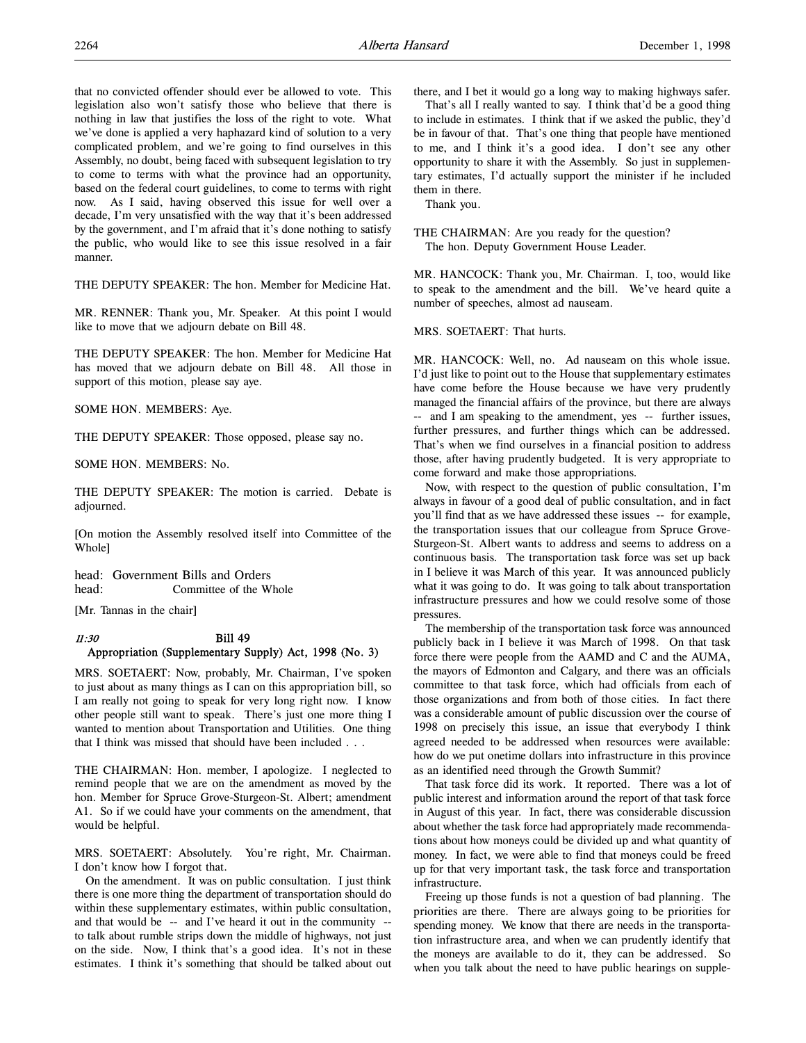that no convicted offender should ever be allowed to vote. This legislation also won't satisfy those who believe that there is nothing in law that justifies the loss of the right to vote. What we've done is applied a very haphazard kind of solution to a very complicated problem, and we're going to find ourselves in this Assembly, no doubt, being faced with subsequent legislation to try to come to terms with what the province had an opportunity, based on the federal court guidelines, to come to terms with right now. As I said, having observed this issue for well over a decade, I'm very unsatisfied with the way that it's been addressed by the government, and I'm afraid that it's done nothing to satisfy the public, who would like to see this issue resolved in a fair manner.

THE DEPUTY SPEAKER: The hon. Member for Medicine Hat.

MR. RENNER: Thank you, Mr. Speaker. At this point I would like to move that we adjourn debate on Bill 48.

THE DEPUTY SPEAKER: The hon. Member for Medicine Hat has moved that we adjourn debate on Bill 48. All those in support of this motion, please say aye.

SOME HON. MEMBERS: Aye.

THE DEPUTY SPEAKER: Those opposed, please say no.

SOME HON. MEMBERS: No.

THE DEPUTY SPEAKER: The motion is carried. Debate is adjourned.

[On motion the Assembly resolved itself into Committee of the Whole]

head: Government Bills and Orders
head: Committee of the Whole

[Mr. Tannas in the chair]

*11:30* **Bill 49**
**Appropriation (Supplementary Supply) Act, 1998 (No. 3)**

MRS. SOETAERT: Now, probably, Mr. Chairman, I've spoken to just about as many things as I can on this appropriation bill, so I am really not going to speak for very long right now. I know other people still want to speak. There's just one more thing I wanted to mention about Transportation and Utilities. One thing that I think was missed that should have been included . . .

THE CHAIRMAN: Hon. member, I apologize. I neglected to remind people that we are on the amendment as moved by the hon. Member for Spruce Grove-Sturgeon-St. Albert; amendment A1. So if we could have your comments on the amendment, that would be helpful.

MRS. SOETAERT: Absolutely. You're right, Mr. Chairman. I don't know how I forgot that.

On the amendment. It was on public consultation. I just think there is one more thing the department of transportation should do within these supplementary estimates, within public consultation, and that would be -- and I've heard it out in the community -- to talk about rumble strips down the middle of highways, not just on the side. Now, I think that's a good idea. It's not in these estimates. I think it's something that should be talked about out there, and I bet it would go a long way to making highways safer.

That's all I really wanted to say. I think that'd be a good thing to include in estimates. I think that if we asked the public, they'd be in favour of that. That's one thing that people have mentioned to me, and I think it's a good idea. I don't see any other opportunity to share it with the Assembly. So just in supplementary estimates, I'd actually support the minister if he included them in there.

Thank you.

THE CHAIRMAN: Are you ready for the question?
The hon. Deputy Government House Leader.

MR. HANCOCK: Thank you, Mr. Chairman. I, too, would like to speak to the amendment and the bill. We've heard quite a number of speeches, almost ad nauseam.

MRS. SOETAERT: That hurts.

MR. HANCOCK: Well, no. Ad nauseam on this whole issue. I'd just like to point out to the House that supplementary estimates have come before the House because we have very prudently managed the financial affairs of the province, but there are always -- and I am speaking to the amendment, yes -- further issues, further pressures, and further things which can be addressed. That's when we find ourselves in a financial position to address those, after having prudently budgeted. It is very appropriate to come forward and make those appropriations.

Now, with respect to the question of public consultation, I'm always in favour of a good deal of public consultation, and in fact you'll find that as we have addressed these issues -- for example, the transportation issues that our colleague from Spruce Grove-Sturgeon-St. Albert wants to address and seems to address on a continuous basis. The transportation task force was set up back in I believe it was March of this year. It was announced publicly what it was going to do. It was going to talk about transportation infrastructure pressures and how we could resolve some of those pressures.

The membership of the transportation task force was announced publicly back in I believe it was March of 1998. On that task force there were people from the AAMD and C and the AUMA, the mayors of Edmonton and Calgary, and there was an officials committee to that task force, which had officials from each of those organizations and from both of those cities. In fact there was a considerable amount of public discussion over the course of 1998 on precisely this issue, an issue that everybody I think agreed needed to be addressed when resources were available: how do we put onetime dollars into infrastructure in this province as an identified need through the Growth Summit?

That task force did its work. It reported. There was a lot of public interest and information around the report of that task force in August of this year. In fact, there was considerable discussion about whether the task force had appropriately made recommendations about how moneys could be divided up and what quantity of money. In fact, we were able to find that moneys could be freed up for that very important task, the task force and transportation infrastructure.

Freeing up those funds is not a question of bad planning. The priorities are there. There are always going to be priorities for spending money. We know that there are needs in the transportation infrastructure area, and when we can prudently identify that the moneys are available to do it, they can be addressed. So when you talk about the need to have public hearings on supple-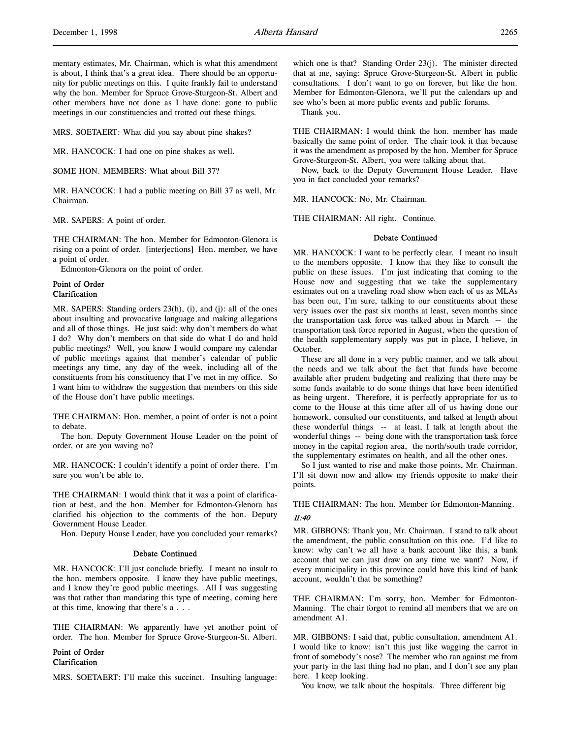mentary estimates, Mr. Chairman, which is what this amendment is about, I think that's a great idea. There should be an opportunity for public meetings on this. I quite frankly fail to understand why the hon. Member for Spruce Grove-Sturgeon-St. Albert and other members have not done as I have done: gone to public meetings in our constituencies and trotted out these things.

MRS. SOETAERT: What did you say about pine shakes?

MR. HANCOCK: I had one on pine shakes as well.

SOME HON. MEMBERS: What about Bill 37?

MR. HANCOCK: I had a public meeting on Bill 37 as well, Mr. Chairman.

MR. SAPERS: A point of order.

THE CHAIRMAN: The hon. Member for Edmonton-Glenora is rising on a point of order. [interjections] Hon. member, we have a point of order.

Edmonton-Glenora on the point of order.

**Point of Order**
**Clarification**

MR. SAPERS: Standing orders 23(h), (i), and (j): all of the ones about insulting and provocative language and making allegations and all of those things. He just said: why don't members do what I do? Why don't members on that side do what I do and hold public meetings? Well, you know I would compare my calendar of public meetings against that member's calendar of public meetings any time, any day of the week, including all of the constituents from his constituency that I've met in my office. So I want him to withdraw the suggestion that members on this side of the House don't have public meetings.

THE CHAIRMAN: Hon. member, a point of order is not a point to debate.

The hon. Deputy Government House Leader on the point of order, or are you waving no?

MR. HANCOCK: I couldn't identify a point of order there. I'm sure you won't be able to.

THE CHAIRMAN: I would think that it was a point of clarification at best, and the hon. Member for Edmonton-Glenora has clarified his objection to the comments of the hon. Deputy Government House Leader.

Hon. Deputy House Leader, have you concluded your remarks?

**Debate Continued**

MR. HANCOCK: I'll just conclude briefly. I meant no insult to the hon. members opposite. I know they have public meetings, and I know they're good public meetings. All I was suggesting was that rather than mandating this type of meeting, coming here at this time, knowing that there's a . . .

THE CHAIRMAN: We apparently have yet another point of order. The hon. Member for Spruce Grove-Sturgeon-St. Albert.

**Point of Order**
**Clarification**

MRS. SOETAERT: I'll make this succinct. Insulting language: which one is that? Standing Order 23(j). The minister directed that at me, saying: Spruce Grove-Sturgeon-St. Albert in public consultations. I don't want to go on forever, but like the hon. Member for Edmonton-Glenora, we'll put the calendars up and see who's been at more public events and public forums.

Thank you.

THE CHAIRMAN: I would think the hon. member has made basically the same point of order. The chair took it that because it was the amendment as proposed by the hon. Member for Spruce Grove-Sturgeon-St. Albert, you were talking about that.

Now, back to the Deputy Government House Leader. Have you in fact concluded your remarks?

MR. HANCOCK: No, Mr. Chairman.

THE CHAIRMAN: All right. Continue.

**Debate Continued**

MR. HANCOCK: I want to be perfectly clear. I meant no insult to the members opposite. I know that they like to consult the public on these issues. I'm just indicating that coming to the House now and suggesting that we take the supplementary estimates out on a traveling road show when each of us as MLAs has been out, I'm sure, talking to our constituents about these very issues over the past six months at least, seven months since the transportation task force was talked about in March -- the transportation task force reported in August, when the question of the health supplementary supply was put in place, I believe, in October.

These are all done in a very public manner, and we talk about the needs and we talk about the fact that funds have become available after prudent budgeting and realizing that there may be some funds available to do some things that have been identified as being urgent. Therefore, it is perfectly appropriate for us to come to the House at this time after all of us having done our homework, consulted our constituents, and talked at length about these wonderful things -- at least, I talk at length about the wonderful things -- being done with the transportation task force money in the capital region area, the north/south trade corridor, the supplementary estimates on health, and all the other ones.

So I just wanted to rise and make those points, Mr. Chairman. I'll sit down now and allow my friends opposite to make their points.

THE CHAIRMAN: The hon. Member for Edmonton-Manning.

*11:40*

MR. GIBBONS: Thank you, Mr. Chairman. I stand to talk about the amendment, the public consultation on this one. I'd like to know: why can't we all have a bank account like this, a bank account that we can just draw on any time we want? Now, if every municipality in this province could have this kind of bank account, wouldn't that be something?

THE CHAIRMAN: I'm sorry, hon. Member for Edmonton-Manning. The chair forgot to remind all members that we are on amendment A1.

MR. GIBBONS: I said that, public consultation, amendment A1. I would like to know: isn't this just like wagging the carrot in front of somebody's nose? The member who ran against me from your party in the last thing had no plan, and I don't see any plan here. I keep looking.

You know, we talk about the hospitals. Three different big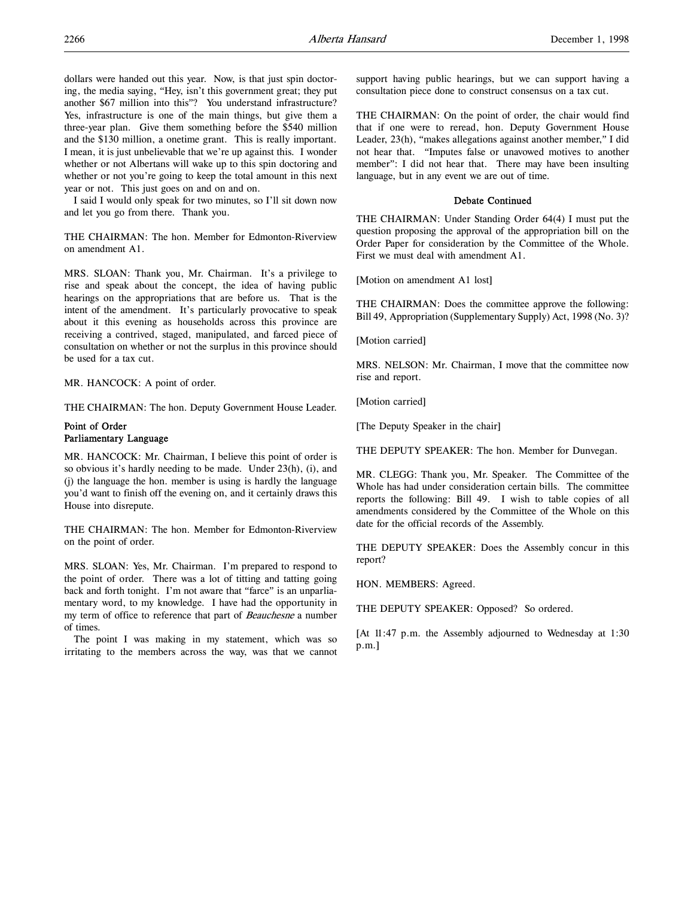dollars were handed out this year. Now, is that just spin doctoring, the media saying, "Hey, isn't this government great; they put another $67 million into this"? You understand infrastructure? Yes, infrastructure is one of the main things, but give them a three-year plan. Give them something before the $540 million and the $130 million, a onetime grant. This is really important. I mean, it is just unbelievable that we're up against this. I wonder whether or not Albertans will wake up to this spin doctoring and whether or not you're going to keep the total amount in this next year or not. This just goes on and on and on.

I said I would only speak for two minutes, so I'll sit down now and let you go from there. Thank you.

THE CHAIRMAN: The hon. Member for Edmonton-Riverview on amendment A1.

MRS. SLOAN: Thank you, Mr. Chairman. It's a privilege to rise and speak about the concept, the idea of having public hearings on the appropriations that are before us. That is the intent of the amendment. It's particularly provocative to speak about it this evening as households across this province are receiving a contrived, staged, manipulated, and farced piece of consultation on whether or not the surplus in this province should be used for a tax cut.

MR. HANCOCK: A point of order.

THE CHAIRMAN: The hon. Deputy Government House Leader.

### Point of Order
### Parliamentary Language

MR. HANCOCK: Mr. Chairman, I believe this point of order is so obvious it's hardly needing to be made. Under 23(h), (i), and (j) the language the hon. member is using is hardly the language you'd want to finish off the evening on, and it certainly draws this House into disrepute.

THE CHAIRMAN: The hon. Member for Edmonton-Riverview on the point of order.

MRS. SLOAN: Yes, Mr. Chairman. I'm prepared to respond to the point of order. There was a lot of titting and tatting going back and forth tonight. I'm not aware that "farce" is an unparliamentary word, to my knowledge. I have had the opportunity in my term of office to reference that part of *Beauchesne* a number of times.

The point I was making in my statement, which was so irritating to the members across the way, was that we cannot support having public hearings, but we can support having a consultation piece done to construct consensus on a tax cut.

THE CHAIRMAN: On the point of order, the chair would find that if one were to reread, hon. Deputy Government House Leader, 23(h), "makes allegations against another member," I did not hear that. "Imputes false or unavowed motives to another member": I did not hear that. There may have been insulting language, but in any event we are out of time.

### Debate Continued

THE CHAIRMAN: Under Standing Order 64(4) I must put the question proposing the approval of the appropriation bill on the Order Paper for consideration by the Committee of the Whole. First we must deal with amendment A1.

[Motion on amendment A1 lost]

THE CHAIRMAN: Does the committee approve the following: Bill 49, Appropriation (Supplementary Supply) Act, 1998 (No. 3)?

[Motion carried]

MRS. NELSON: Mr. Chairman, I move that the committee now rise and report.

[Motion carried]

[The Deputy Speaker in the chair]

THE DEPUTY SPEAKER: The hon. Member for Dunvegan.

MR. CLEGG: Thank you, Mr. Speaker. The Committee of the Whole has had under consideration certain bills. The committee reports the following: Bill 49. I wish to table copies of all amendments considered by the Committee of the Whole on this date for the official records of the Assembly.

THE DEPUTY SPEAKER: Does the Assembly concur in this report?

HON. MEMBERS: Agreed.

THE DEPUTY SPEAKER: Opposed? So ordered.

[At 11:47 p.m. the Assembly adjourned to Wednesday at 1:30 p.m.]